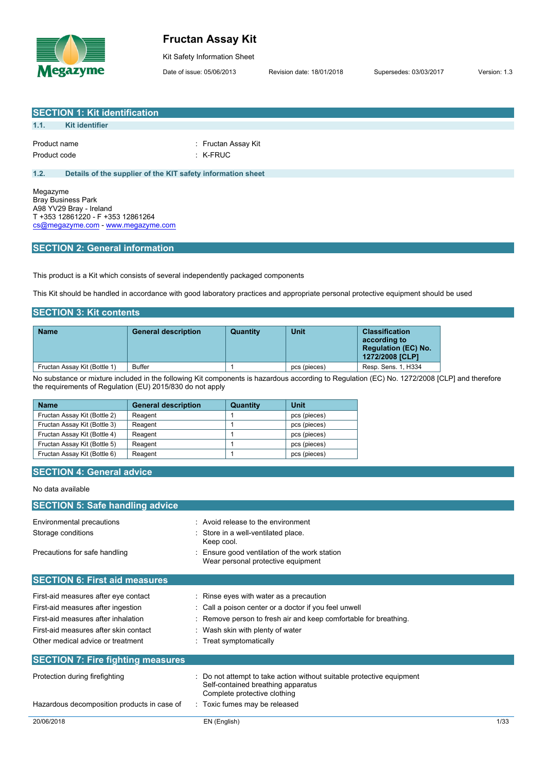# Fructan Assay Kit

Kit Safety Information Sheet

Date of issue: 05/06/2013 Revision date: 18/01/2018 Supersedes: 03/03/2017 Version: 1.3

## SECTION 1: Kit identification

### 1.1. Kit identifier

Product name : Fructan Assay Kit

Product code : K-FRUC

### 1.2. Details of the supplier of the KIT safety information sheet

Megazyme
Bray Business Park
A98 YV29 Bray - Ireland
T +353 12861220 - F +353 12861264
cs@megazyme.com - www.megazyme.com

## SECTION 2: General information

This product is a Kit which consists of several independently packaged components

This Kit should be handled in accordance with good laboratory practices and appropriate personal protective equipment should be used

## SECTION 3: Kit contents

| Name | General description | Quantity | Unit | Classification according to Regulation (EC) No. 1272/2008 [CLP] |
|---|---|---|---|---|
| Fructan Assay Kit (Bottle 1) | Buffer | 1 | pcs (pieces) | Resp. Sens. 1, H334 |

No substance or mixture included in the following Kit components is hazardous according to Regulation (EC) No. 1272/2008 [CLP] and therefore the requirements of Regulation (EU) 2015/830 do not apply

| Name | General description | Quantity | Unit |
|---|---|---|---|
| Fructan Assay Kit (Bottle 2) | Reagent | 1 | pcs (pieces) |
| Fructan Assay Kit (Bottle 3) | Reagent | 1 | pcs (pieces) |
| Fructan Assay Kit (Bottle 4) | Reagent | 1 | pcs (pieces) |
| Fructan Assay Kit (Bottle 5) | Reagent | 1 | pcs (pieces) |
| Fructan Assay Kit (Bottle 6) | Reagent | 1 | pcs (pieces) |

## SECTION 4: General advice

No data available

## SECTION 5: Safe handling advice

Environmental precautions : Avoid release to the environment

Storage conditions : Store in a well-ventilated place.
Keep cool.

Precautions for safe handling : Ensure good ventilation of the work station
Wear personal protective equipment

## SECTION 6: First aid measures

First-aid measures after eye contact : Rinse eyes with water as a precaution

First-aid measures after ingestion : Call a poison center or a doctor if you feel unwell

First-aid measures after inhalation : Remove person to fresh air and keep comfortable for breathing.

First-aid measures after skin contact : Wash skin with plenty of water

Other medical advice or treatment : Treat symptomatically

## SECTION 7: Fire fighting measures

Protection during firefighting : Do not attempt to take action without suitable protective equipment
Self-contained breathing apparatus
Complete protective clothing

Hazardous decomposition products in case of : Toxic fumes may be released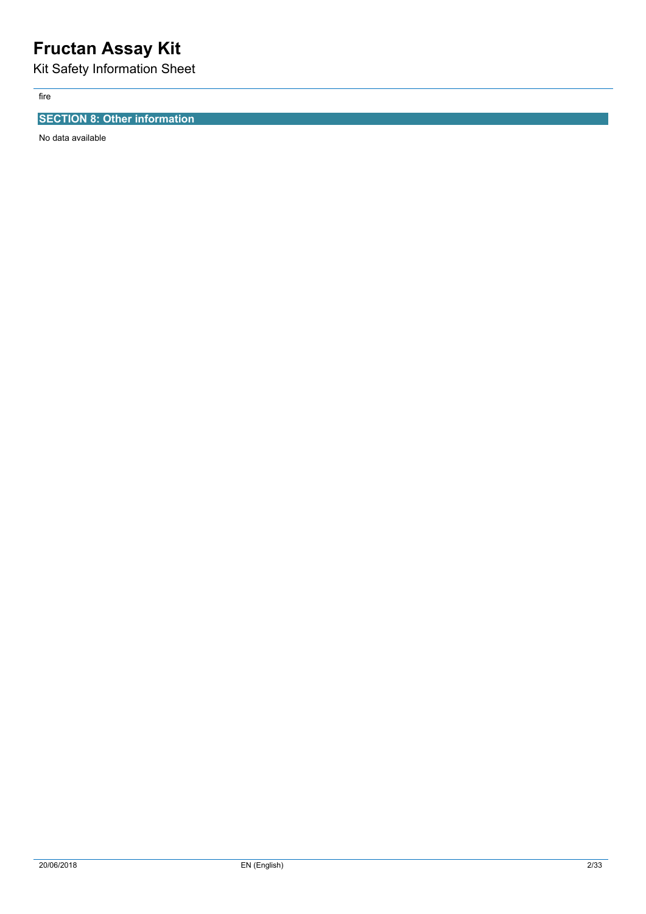fire

## SECTION 8: Other information

No data available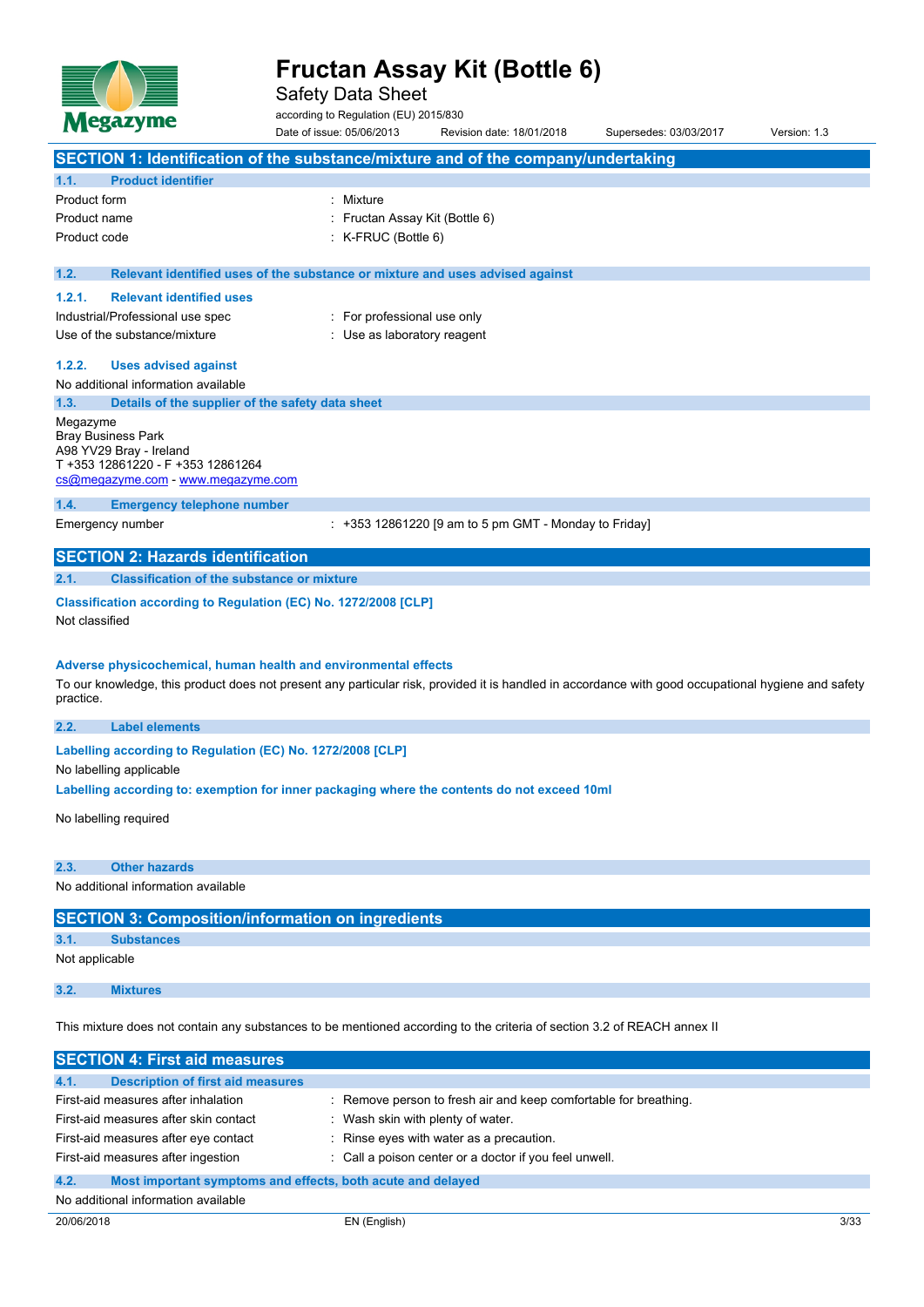# Fructan Assay Kit (Bottle 6)

Safety Data Sheet

according to Regulation (EU) 2015/830

Date of issue: 05/06/2013 | Revision date: 18/01/2018 | Supersedes: 03/03/2017 | Version: 1.3

## SECTION 1: Identification of the substance/mixture and of the company/undertaking

### 1.1. Product identifier

| | |
|---|---|
| Product form | : Mixture |
| Product name | : Fructan Assay Kit (Bottle 6) |
| Product code | : K-FRUC (Bottle 6) |

### 1.2. Relevant identified uses of the substance or mixture and uses advised against

#### 1.2.1. Relevant identified uses

| | |
|---|---|
| Industrial/Professional use spec | : For professional use only |
| Use of the substance/mixture | : Use as laboratory reagent |

#### 1.2.2. Uses advised against

No additional information available

### 1.3. Details of the supplier of the safety data sheet

Megazyme
Bray Business Park
A98 YV29 Bray - Ireland
T +353 12861220 - F +353 12861264
cs@megazyme.com - www.megazyme.com

### 1.4. Emergency telephone number

| | |
|---|---|
| Emergency number | : +353 12861220 [9 am to 5 pm GMT - Monday to Friday] |

## SECTION 2: Hazards identification

### 2.1. Classification of the substance or mixture

**Classification according to Regulation (EC) No. 1272/2008 [CLP]**

Not classified

**Adverse physicochemical, human health and environmental effects**

To our knowledge, this product does not present any particular risk, provided it is handled in accordance with good occupational hygiene and safety practice.

### 2.2. Label elements

**Labelling according to Regulation (EC) No. 1272/2008 [CLP]**

No labelling applicable

**Labelling according to: exemption for inner packaging where the contents do not exceed 10ml**

No labelling required

### 2.3. Other hazards

No additional information available

## SECTION 3: Composition/information on ingredients

### 3.1. Substances

Not applicable

### 3.2. Mixtures

This mixture does not contain any substances to be mentioned according to the criteria of section 3.2 of REACH annex II

## SECTION 4: First aid measures

### 4.1. Description of first aid measures

| | |
|---|---|
| First-aid measures after inhalation | : Remove person to fresh air and keep comfortable for breathing. |
| First-aid measures after skin contact | : Wash skin with plenty of water. |
| First-aid measures after eye contact | : Rinse eyes with water as a precaution. |
| First-aid measures after ingestion | : Call a poison center or a doctor if you feel unwell. |

### 4.2. Most important symptoms and effects, both acute and delayed

No additional information available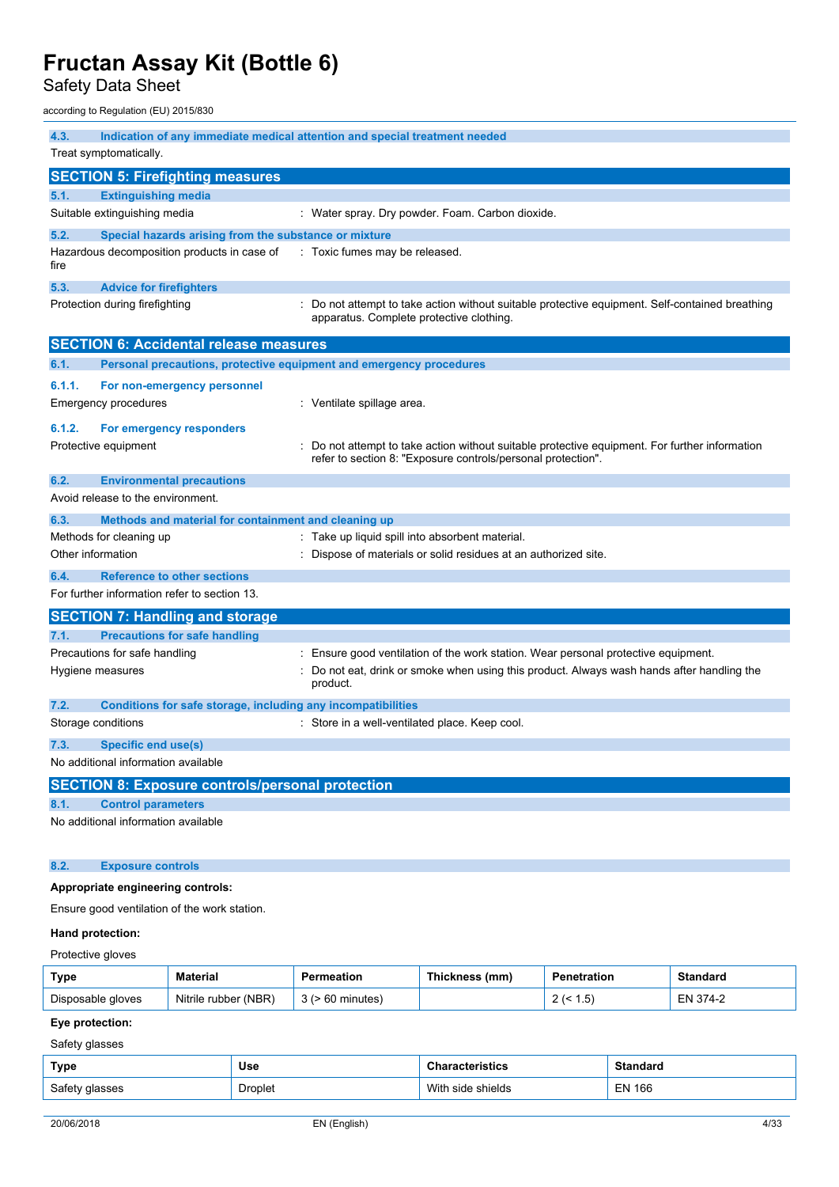#### 4.3. Indication of any immediate medical attention and special treatment needed

Treat symptomatically.

## SECTION 5: Firefighting measures

### 5.1. Extinguishing media

Suitable extinguishing media : Water spray. Dry powder. Foam. Carbon dioxide.

### 5.2. Special hazards arising from the substance or mixture

Hazardous decomposition products in case of fire : Toxic fumes may be released.

### 5.3. Advice for firefighters

Protection during firefighting : Do not attempt to take action without suitable protective equipment. Self-contained breathing apparatus. Complete protective clothing.

## SECTION 6: Accidental release measures

### 6.1. Personal precautions, protective equipment and emergency procedures

#### 6.1.1. For non-emergency personnel

Emergency procedures : Ventilate spillage area.

#### 6.1.2. For emergency responders

Protective equipment : Do not attempt to take action without suitable protective equipment. For further information refer to section 8: "Exposure controls/personal protection".

### 6.2. Environmental precautions

Avoid release to the environment.

### 6.3. Methods and material for containment and cleaning up

Methods for cleaning up : Take up liquid spill into absorbent material.

Other information : Dispose of materials or solid residues at an authorized site.

### 6.4. Reference to other sections

For further information refer to section 13.

## SECTION 7: Handling and storage

### 7.1. Precautions for safe handling

Precautions for safe handling : Ensure good ventilation of the work station. Wear personal protective equipment.

Hygiene measures : Do not eat, drink or smoke when using this product. Always wash hands after handling the product.

### 7.2. Conditions for safe storage, including any incompatibilities

Storage conditions : Store in a well-ventilated place. Keep cool.

### 7.3. Specific end use(s)

No additional information available

## SECTION 8: Exposure controls/personal protection

### 8.1. Control parameters

No additional information available

### 8.2. Exposure controls

**Appropriate engineering controls:**

Ensure good ventilation of the work station.

**Hand protection:**

Protective gloves

| Type | Material | Permeation | Thickness (mm) | Penetration | Standard |
|---|---|---|---|---|---|
| Disposable gloves | Nitrile rubber (NBR) | 3 (> 60 minutes) | | 2 (< 1.5) | EN 374-2 |

**Eye protection:**

Safety glasses

| Type | Use | Characteristics | Standard |
|---|---|---|---|
| Safety glasses | Droplet | With side shields | EN 166 |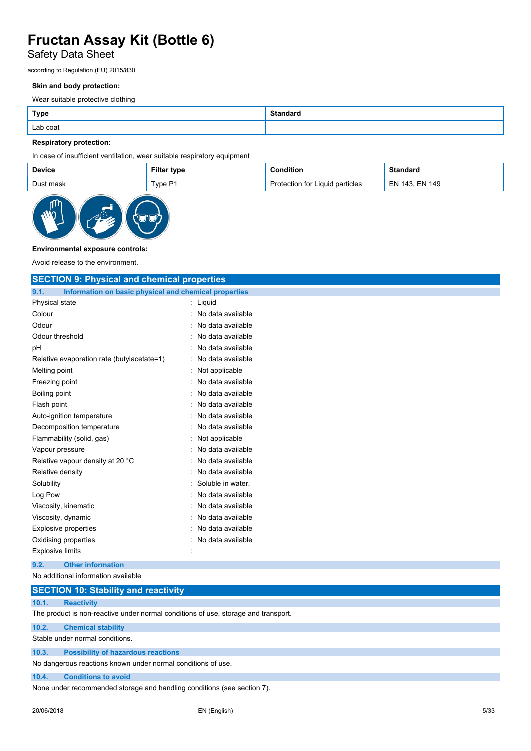**Skin and body protection:**

Wear suitable protective clothing

| Type | Standard |
| --- | --- |
| Lab coat | |

**Respiratory protection:**

In case of insufficient ventilation, wear suitable respiratory equipment

| Device | Filter type | Condition | Standard |
| --- | --- | --- | --- |
| Dust mask | Type P1 | Protection for Liquid particles | EN 143, EN 149 |

**Environmental exposure controls:**

Avoid release to the environment.

## SECTION 9: Physical and chemical properties

### 9.1. Information on basic physical and chemical properties

| | |
| --- | --- |
| Physical state | : Liquid |
| Colour | : No data available |
| Odour | : No data available |
| Odour threshold | : No data available |
| pH | : No data available |
| Relative evaporation rate (butylacetate=1) | : No data available |
| Melting point | : Not applicable |
| Freezing point | : No data available |
| Boiling point | : No data available |
| Flash point | : No data available |
| Auto-ignition temperature | : No data available |
| Decomposition temperature | : No data available |
| Flammability (solid, gas) | : Not applicable |
| Vapour pressure | : No data available |
| Relative vapour density at 20 °C | : No data available |
| Relative density | : No data available |
| Solubility | : Soluble in water. |
| Log Pow | : No data available |
| Viscosity, kinematic | : No data available |
| Viscosity, dynamic | : No data available |
| Explosive properties | : No data available |
| Oxidising properties | : No data available |
| Explosive limits | : |

### 9.2. Other information

No additional information available

## SECTION 10: Stability and reactivity

### 10.1. Reactivity

The product is non-reactive under normal conditions of use, storage and transport.

### 10.2. Chemical stability

Stable under normal conditions.

### 10.3. Possibility of hazardous reactions

No dangerous reactions known under normal conditions of use.

### 10.4. Conditions to avoid

None under recommended storage and handling conditions (see section 7).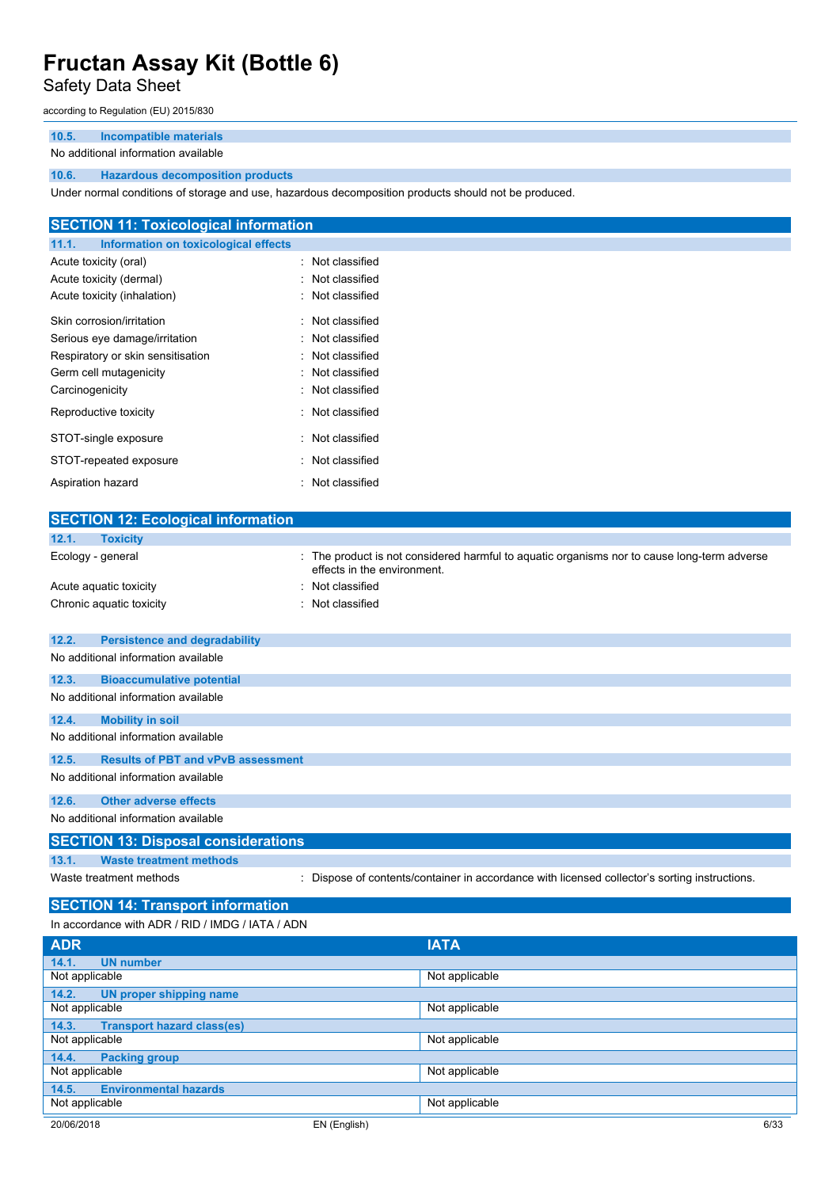#### 10.5. Incompatible materials

No additional information available

#### 10.6. Hazardous decomposition products

Under normal conditions of storage and use, hazardous decomposition products should not be produced.

## SECTION 11: Toxicological information

### 11.1. Information on toxicological effects

| | |
|---|---|
| Acute toxicity (oral) | : Not classified |
| Acute toxicity (dermal) | : Not classified |
| Acute toxicity (inhalation) | : Not classified |
| Skin corrosion/irritation | : Not classified |
| Serious eye damage/irritation | : Not classified |
| Respiratory or skin sensitisation | : Not classified |
| Germ cell mutagenicity | : Not classified |
| Carcinogenicity | : Not classified |
| Reproductive toxicity | : Not classified |
| STOT-single exposure | : Not classified |
| STOT-repeated exposure | : Not classified |
| Aspiration hazard | : Not classified |

## SECTION 12: Ecological information

### 12.1. Toxicity

| | |
|---|---|
| Ecology - general | : The product is not considered harmful to aquatic organisms nor to cause long-term adverse effects in the environment. |
| Acute aquatic toxicity | : Not classified |
| Chronic aquatic toxicity | : Not classified |

### 12.2. Persistence and degradability

No additional information available

### 12.3. Bioaccumulative potential

No additional information available

### 12.4. Mobility in soil

No additional information available

### 12.5. Results of PBT and vPvB assessment

No additional information available

### 12.6. Other adverse effects

No additional information available

## SECTION 13: Disposal considerations

### 13.1. Waste treatment methods

| | |
|---|---|
| Waste treatment methods | : Dispose of contents/container in accordance with licensed collector's sorting instructions. |

## SECTION 14: Transport information

In accordance with ADR / RID / IMDG / IATA / ADN

| ADR | IATA |
|---|---|
| **14.1. UN number** | |
| Not applicable | Not applicable |
| **14.2. UN proper shipping name** | |
| Not applicable | Not applicable |
| **14.3. Transport hazard class(es)** | |
| Not applicable | Not applicable |
| **14.4. Packing group** | |
| Not applicable | Not applicable |
| **14.5. Environmental hazards** | |
| Not applicable | Not applicable |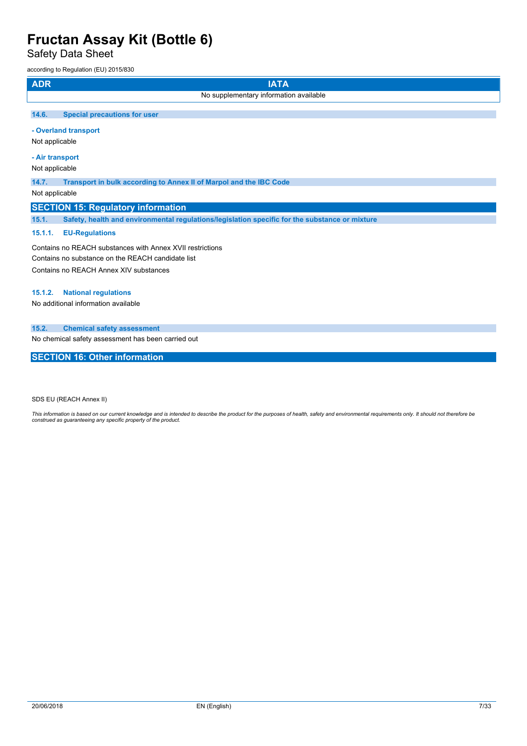| ADR | IATA |
|---|---|
| No supplementary information available | |

### 14.6. Special precautions for user

**- Overland transport**

Not applicable

**- Air transport**

Not applicable

### 14.7. Transport in bulk according to Annex II of Marpol and the IBC Code

Not applicable

## SECTION 15: Regulatory information

### 15.1. Safety, health and environmental regulations/legislation specific for the substance or mixture

#### 15.1.1. EU-Regulations

Contains no REACH substances with Annex XVII restrictions

Contains no substance on the REACH candidate list

Contains no REACH Annex XIV substances

#### 15.1.2. National regulations

No additional information available

### 15.2. Chemical safety assessment

No chemical safety assessment has been carried out

## SECTION 16: Other information

SDS EU (REACH Annex II)

*This information is based on our current knowledge and is intended to describe the product for the purposes of health, safety and environmental requirements only. It should not therefore be construed as guaranteeing any specific property of the product.*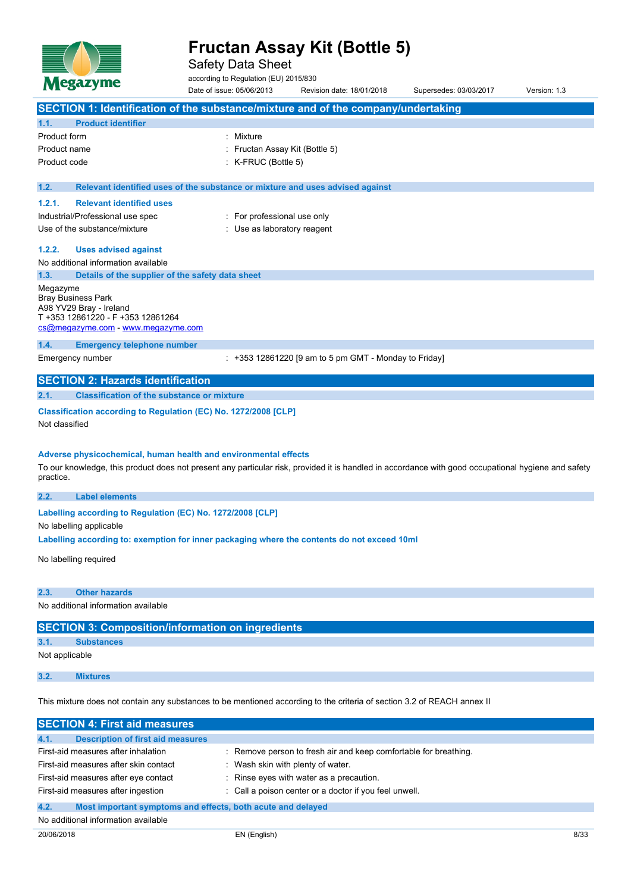# Fructan Assay Kit (Bottle 5)

Safety Data Sheet

according to Regulation (EU) 2015/830

Date of issue: 05/06/2013 Revision date: 18/01/2018 Supersedes: 03/03/2017 Version: 1.3

## SECTION 1: Identification of the substance/mixture and of the company/undertaking

### 1.1. Product identifier

| | |
|---|---|
| Product form | : Mixture |
| Product name | : Fructan Assay Kit (Bottle 5) |
| Product code | : K-FRUC (Bottle 5) |

### 1.2. Relevant identified uses of the substance or mixture and uses advised against

#### 1.2.1. Relevant identified uses

| | |
|---|---|
| Industrial/Professional use spec | : For professional use only |
| Use of the substance/mixture | : Use as laboratory reagent |

#### 1.2.2. Uses advised against

No additional information available

### 1.3. Details of the supplier of the safety data sheet

Megazyme
Bray Business Park
A98 YV29 Bray - Ireland
T +353 12861220 - F +353 12861264
cs@megazyme.com - www.megazyme.com

### 1.4. Emergency telephone number

| | |
|---|---|
| Emergency number | : +353 12861220 [9 am to 5 pm GMT - Monday to Friday] |

## SECTION 2: Hazards identification

### 2.1. Classification of the substance or mixture

**Classification according to Regulation (EC) No. 1272/2008 [CLP]**

Not classified

**Adverse physicochemical, human health and environmental effects**

To our knowledge, this product does not present any particular risk, provided it is handled in accordance with good occupational hygiene and safety practice.

### 2.2. Label elements

**Labelling according to Regulation (EC) No. 1272/2008 [CLP]**

No labelling applicable

**Labelling according to: exemption for inner packaging where the contents do not exceed 10ml**

No labelling required

### 2.3. Other hazards

No additional information available

## SECTION 3: Composition/information on ingredients

### 3.1. Substances

Not applicable

### 3.2. Mixtures

This mixture does not contain any substances to be mentioned according to the criteria of section 3.2 of REACH annex II

## SECTION 4: First aid measures

### 4.1. Description of first aid measures

| | |
|---|---|
| First-aid measures after inhalation | : Remove person to fresh air and keep comfortable for breathing. |
| First-aid measures after skin contact | : Wash skin with plenty of water. |
| First-aid measures after eye contact | : Rinse eyes with water as a precaution. |
| First-aid measures after ingestion | : Call a poison center or a doctor if you feel unwell. |

### 4.2. Most important symptoms and effects, both acute and delayed

No additional information available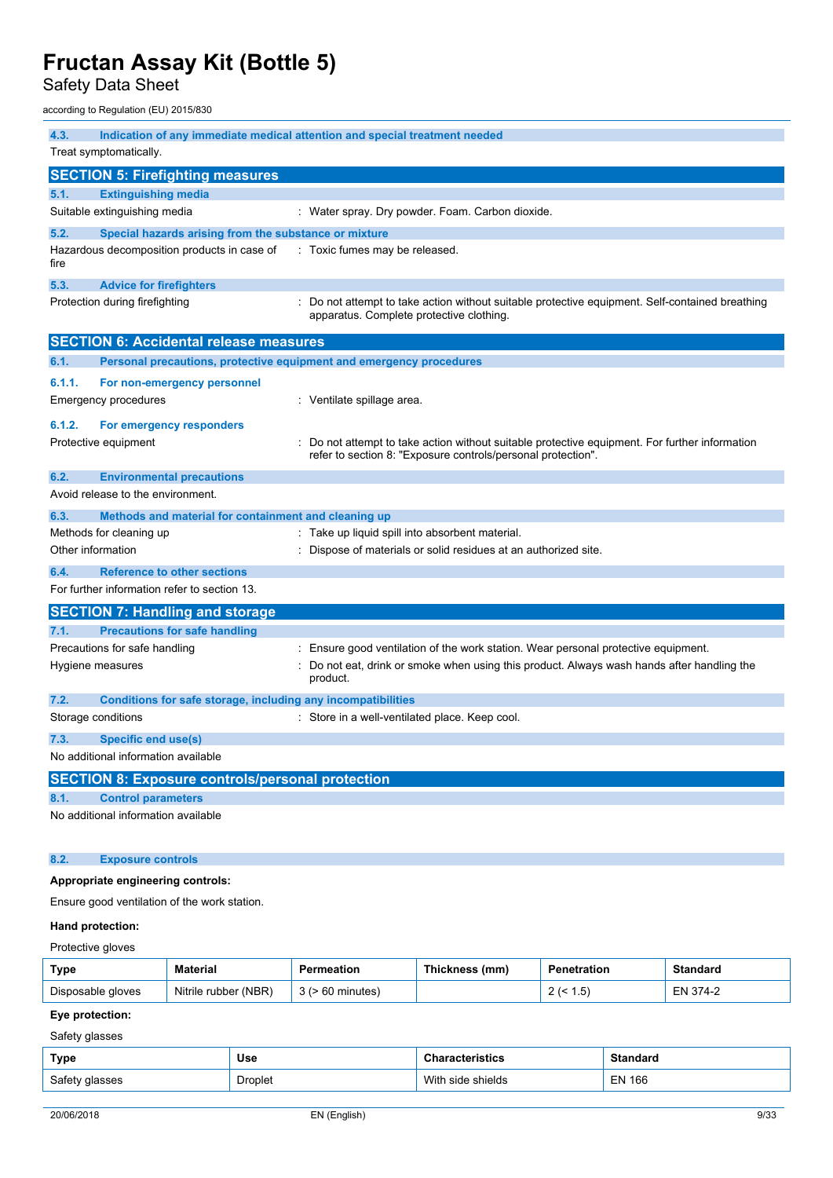#### 4.3. Indication of any immediate medical attention and special treatment needed

Treat symptomatically.

## SECTION 5: Firefighting measures

### 5.1. Extinguishing media

Suitable extinguishing media : Water spray. Dry powder. Foam. Carbon dioxide.

### 5.2. Special hazards arising from the substance or mixture

Hazardous decomposition products in case of fire : Toxic fumes may be released.

### 5.3. Advice for firefighters

Protection during firefighting : Do not attempt to take action without suitable protective equipment. Self-contained breathing apparatus. Complete protective clothing.

## SECTION 6: Accidental release measures

### 6.1. Personal precautions, protective equipment and emergency procedures

#### 6.1.1. For non-emergency personnel

Emergency procedures : Ventilate spillage area.

#### 6.1.2. For emergency responders

Protective equipment : Do not attempt to take action without suitable protective equipment. For further information refer to section 8: "Exposure controls/personal protection".

### 6.2. Environmental precautions

Avoid release to the environment.

### 6.3. Methods and material for containment and cleaning up

Methods for cleaning up : Take up liquid spill into absorbent material.

Other information : Dispose of materials or solid residues at an authorized site.

### 6.4. Reference to other sections

For further information refer to section 13.

## SECTION 7: Handling and storage

### 7.1. Precautions for safe handling

Precautions for safe handling : Ensure good ventilation of the work station. Wear personal protective equipment.

Hygiene measures : Do not eat, drink or smoke when using this product. Always wash hands after handling the product.

### 7.2. Conditions for safe storage, including any incompatibilities

Storage conditions : Store in a well-ventilated place. Keep cool.

### 7.3. Specific end use(s)

No additional information available

## SECTION 8: Exposure controls/personal protection

### 8.1. Control parameters

No additional information available

### 8.2. Exposure controls

**Appropriate engineering controls:**

Ensure good ventilation of the work station.

**Hand protection:**

Protective gloves

| Type | Material | Permeation | Thickness (mm) | Penetration | Standard |
|---|---|---|---|---|---|
| Disposable gloves | Nitrile rubber (NBR) | 3 (> 60 minutes) | | 2 (< 1.5) | EN 374-2 |

**Eye protection:**

Safety glasses

| Type | Use | Characteristics | Standard |
|---|---|---|---|
| Safety glasses | Droplet | With side shields | EN 166 |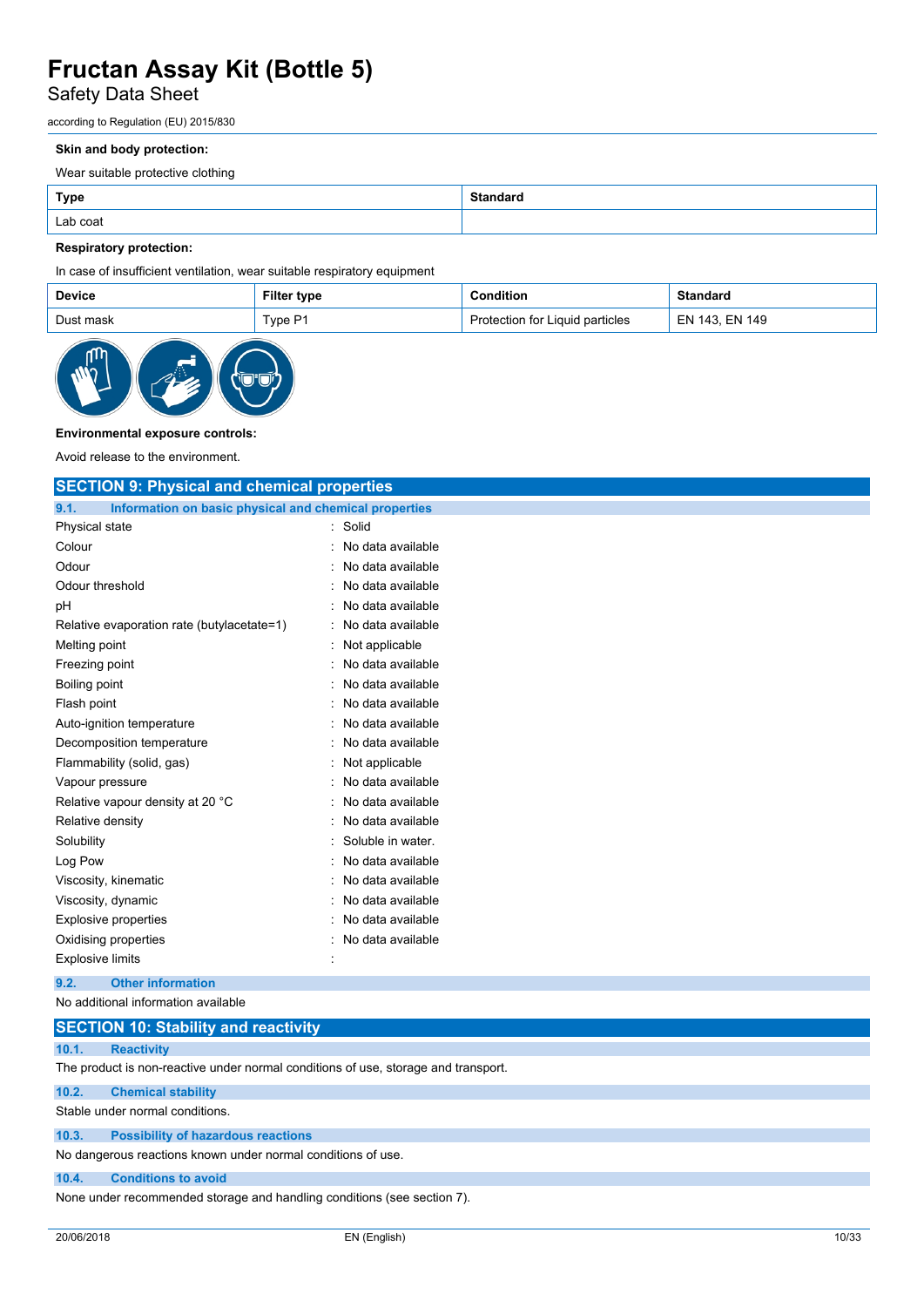**Skin and body protection:**

Wear suitable protective clothing

| Type | Standard |
|---|---|
| Lab coat | |

**Respiratory protection:**

In case of insufficient ventilation, wear suitable respiratory equipment

| Device | Filter type | Condition | Standard |
|---|---|---|---|
| Dust mask | Type P1 | Protection for Liquid particles | EN 143, EN 149 |

**Environmental exposure controls:**

Avoid release to the environment.

## SECTION 9: Physical and chemical properties

### 9.1. Information on basic physical and chemical properties

| | | |
|---|---|---|
| Physical state | : | Solid |
| Colour | : | No data available |
| Odour | : | No data available |
| Odour threshold | : | No data available |
| pH | : | No data available |
| Relative evaporation rate (butylacetate=1) | : | No data available |
| Melting point | : | Not applicable |
| Freezing point | : | No data available |
| Boiling point | : | No data available |
| Flash point | : | No data available |
| Auto-ignition temperature | : | No data available |
| Decomposition temperature | : | No data available |
| Flammability (solid, gas) | : | Not applicable |
| Vapour pressure | : | No data available |
| Relative vapour density at 20 °C | : | No data available |
| Relative density | : | No data available |
| Solubility | : | Soluble in water. |
| Log Pow | : | No data available |
| Viscosity, kinematic | : | No data available |
| Viscosity, dynamic | : | No data available |
| Explosive properties | : | No data available |
| Oxidising properties | : | No data available |
| Explosive limits | : | |

### 9.2. Other information

No additional information available

## SECTION 10: Stability and reactivity

### 10.1. Reactivity

The product is non-reactive under normal conditions of use, storage and transport.

### 10.2. Chemical stability

Stable under normal conditions.

### 10.3. Possibility of hazardous reactions

No dangerous reactions known under normal conditions of use.

### 10.4. Conditions to avoid

None under recommended storage and handling conditions (see section 7).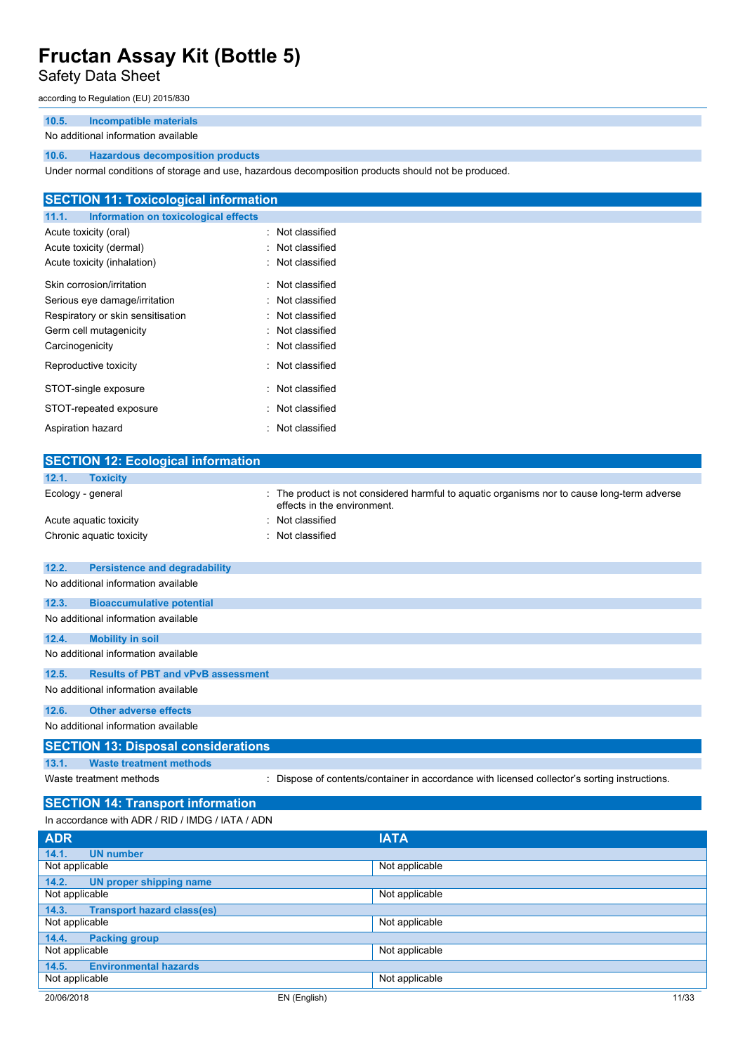### 10.5. Incompatible materials

No additional information available

### 10.6. Hazardous decomposition products

Under normal conditions of storage and use, hazardous decomposition products should not be produced.

## SECTION 11: Toxicological information

### 11.1. Information on toxicological effects

| | |
|---|---|
| Acute toxicity (oral) | : Not classified |
| Acute toxicity (dermal) | : Not classified |
| Acute toxicity (inhalation) | : Not classified |
| Skin corrosion/irritation | : Not classified |
| Serious eye damage/irritation | : Not classified |
| Respiratory or skin sensitisation | : Not classified |
| Germ cell mutagenicity | : Not classified |
| Carcinogenicity | : Not classified |
| Reproductive toxicity | : Not classified |
| STOT-single exposure | : Not classified |
| STOT-repeated exposure | : Not classified |
| Aspiration hazard | : Not classified |

## SECTION 12: Ecological information

### 12.1. Toxicity

| | |
|---|---|
| Ecology - general | : The product is not considered harmful to aquatic organisms nor to cause long-term adverse effects in the environment. |
| Acute aquatic toxicity | : Not classified |
| Chronic aquatic toxicity | : Not classified |

### 12.2. Persistence and degradability

No additional information available

### 12.3. Bioaccumulative potential

No additional information available

### 12.4. Mobility in soil

No additional information available

### 12.5. Results of PBT and vPvB assessment

No additional information available

### 12.6. Other adverse effects

No additional information available

## SECTION 13: Disposal considerations

### 13.1. Waste treatment methods

| | |
|---|---|
| Waste treatment methods | : Dispose of contents/container in accordance with licensed collector's sorting instructions. |

## SECTION 14: Transport information

In accordance with ADR / RID / IMDG / IATA / ADN

| ADR | IATA |
|---|---|
| **14.1. UN number** | |
| Not applicable | Not applicable |
| **14.2. UN proper shipping name** | |
| Not applicable | Not applicable |
| **14.3. Transport hazard class(es)** | |
| Not applicable | Not applicable |
| **14.4. Packing group** | |
| Not applicable | Not applicable |
| **14.5. Environmental hazards** | |
| Not applicable | Not applicable |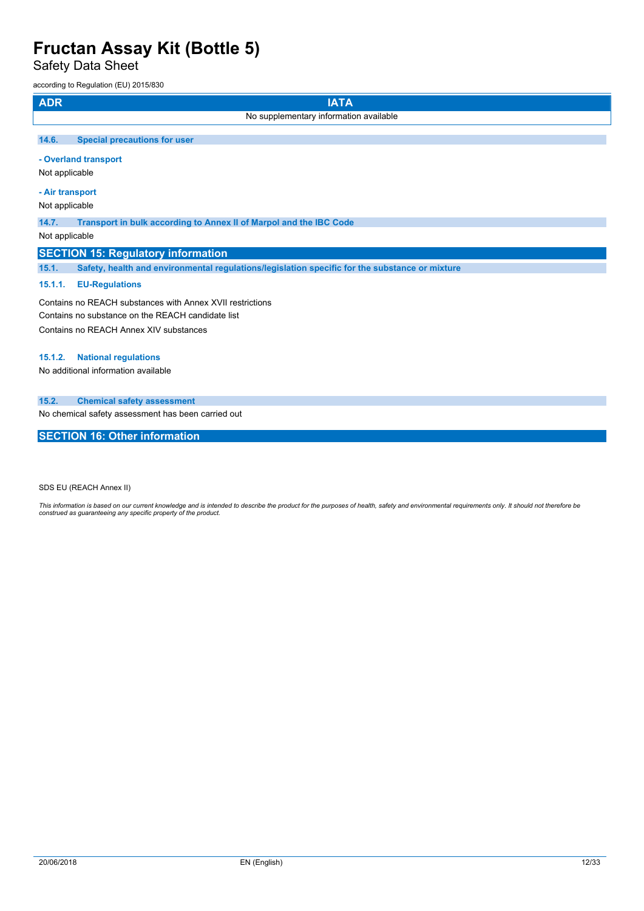| ADR | IATA |
| --- | --- |
| No supplementary information available | |

### 14.6. Special precautions for user

**- Overland transport**

Not applicable

**- Air transport**

Not applicable

### 14.7. Transport in bulk according to Annex II of Marpol and the IBC Code

Not applicable

## SECTION 15: Regulatory information

### 15.1. Safety, health and environmental regulations/legislation specific for the substance or mixture

#### 15.1.1. EU-Regulations

Contains no REACH substances with Annex XVII restrictions

Contains no substance on the REACH candidate list

Contains no REACH Annex XIV substances

#### 15.1.2. National regulations

No additional information available

### 15.2. Chemical safety assessment

No chemical safety assessment has been carried out

## SECTION 16: Other information

SDS EU (REACH Annex II)

*This information is based on our current knowledge and is intended to describe the product for the purposes of health, safety and environmental requirements only. It should not therefore be construed as guaranteeing any specific property of the product.*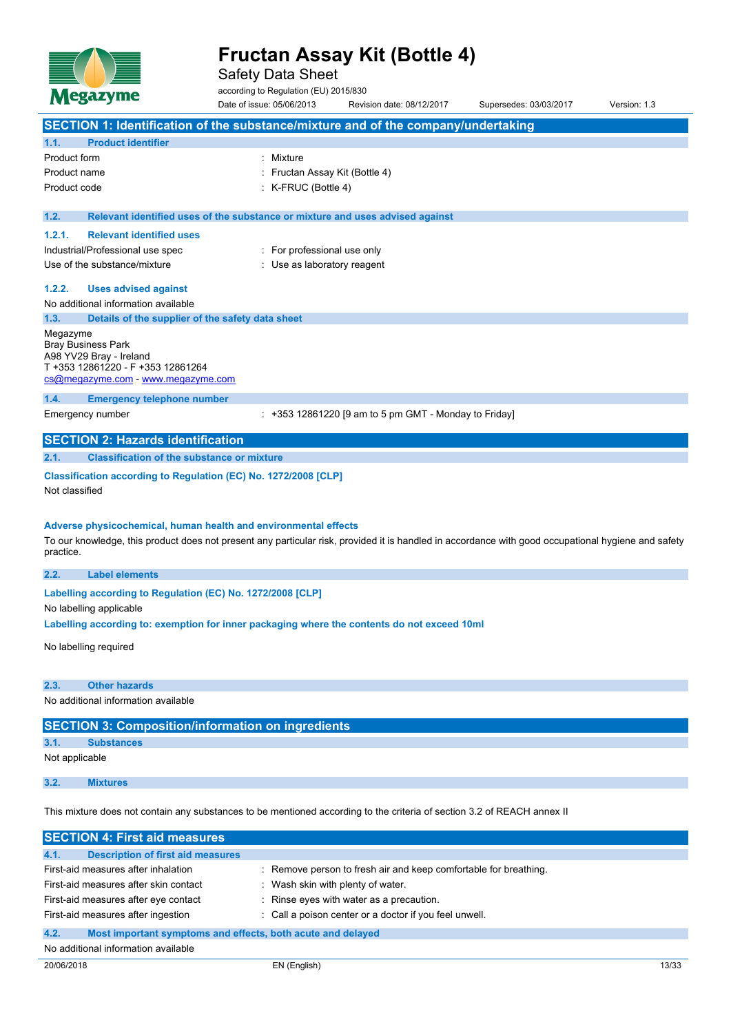# Fructan Assay Kit (Bottle 4)

Safety Data Sheet

according to Regulation (EU) 2015/830

Date of issue: 05/06/2013 Revision date: 08/12/2017 Supersedes: 03/03/2017 Version: 1.3

## SECTION 1: Identification of the substance/mixture and of the company/undertaking

### 1.1. Product identifier

| | |
|---|---|
| Product form | : Mixture |
| Product name | : Fructan Assay Kit (Bottle 4) |
| Product code | : K-FRUC (Bottle 4) |

### 1.2. Relevant identified uses of the substance or mixture and uses advised against

#### 1.2.1. Relevant identified uses

| | |
|---|---|
| Industrial/Professional use spec | : For professional use only |
| Use of the substance/mixture | : Use as laboratory reagent |

#### 1.2.2. Uses advised against

No additional information available

### 1.3. Details of the supplier of the safety data sheet

Megazyme
Bray Business Park
A98 YV29 Bray - Ireland
T +353 12861220 - F +353 12861264
cs@megazyme.com - www.megazyme.com

### 1.4. Emergency telephone number

| | |
|---|---|
| Emergency number | : +353 12861220 [9 am to 5 pm GMT - Monday to Friday] |

## SECTION 2: Hazards identification

### 2.1. Classification of the substance or mixture

**Classification according to Regulation (EC) No. 1272/2008 [CLP]**

Not classified

**Adverse physicochemical, human health and environmental effects**

To our knowledge, this product does not present any particular risk, provided it is handled in accordance with good occupational hygiene and safety practice.

### 2.2. Label elements

**Labelling according to Regulation (EC) No. 1272/2008 [CLP]**

No labelling applicable

**Labelling according to: exemption for inner packaging where the contents do not exceed 10ml**

No labelling required

### 2.3. Other hazards

No additional information available

## SECTION 3: Composition/information on ingredients

### 3.1. Substances

Not applicable

### 3.2. Mixtures

This mixture does not contain any substances to be mentioned according to the criteria of section 3.2 of REACH annex II

## SECTION 4: First aid measures

### 4.1. Description of first aid measures

| | |
|---|---|
| First-aid measures after inhalation | : Remove person to fresh air and keep comfortable for breathing. |
| First-aid measures after skin contact | : Wash skin with plenty of water. |
| First-aid measures after eye contact | : Rinse eyes with water as a precaution. |
| First-aid measures after ingestion | : Call a poison center or a doctor if you feel unwell. |

### 4.2. Most important symptoms and effects, both acute and delayed

No additional information available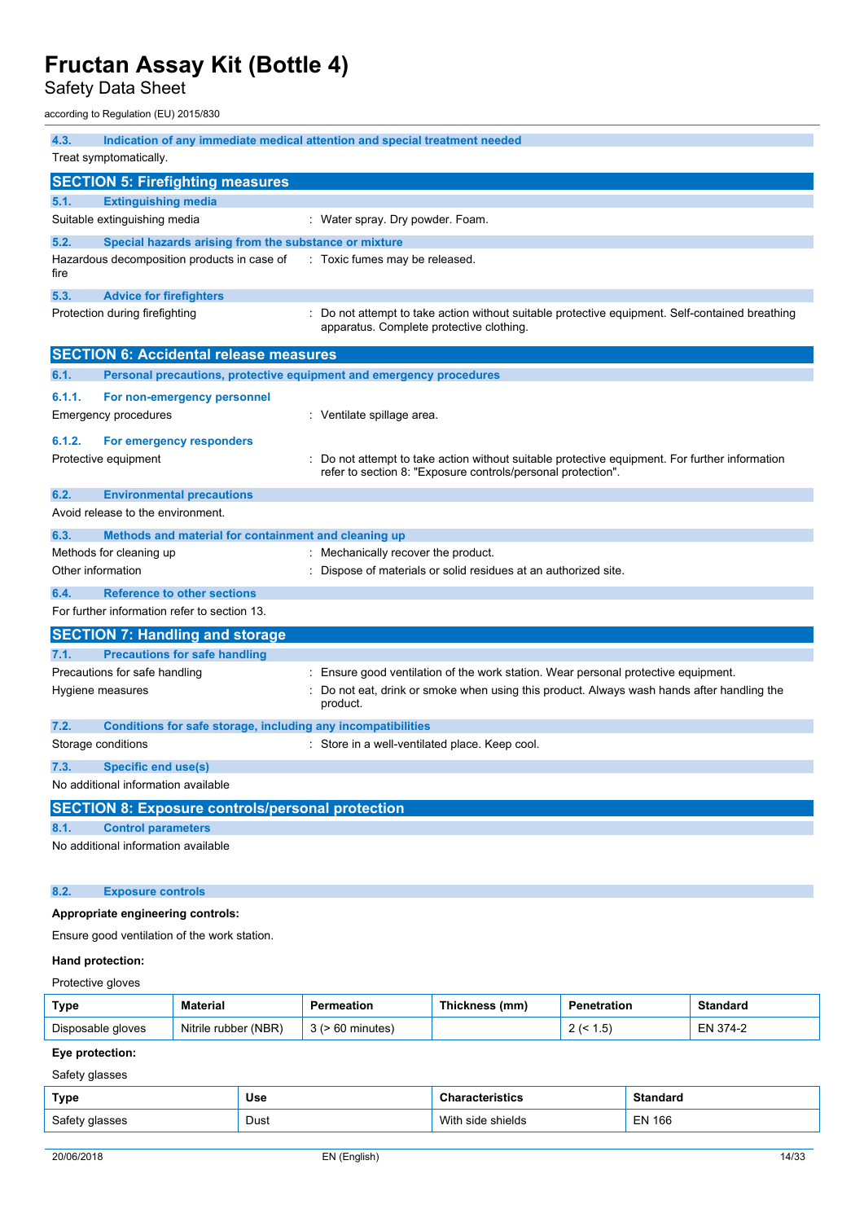### 4.3. Indication of any immediate medical attention and special treatment needed

Treat symptomatically.

## SECTION 5: Firefighting measures

### 5.1. Extinguishing media

Suitable extinguishing media : Water spray. Dry powder. Foam.

### 5.2. Special hazards arising from the substance or mixture

Hazardous decomposition products in case of fire : Toxic fumes may be released.

### 5.3. Advice for firefighters

Protection during firefighting : Do not attempt to take action without suitable protective equipment. Self-contained breathing apparatus. Complete protective clothing.

## SECTION 6: Accidental release measures

### 6.1. Personal precautions, protective equipment and emergency procedures

#### 6.1.1. For non-emergency personnel

Emergency procedures : Ventilate spillage area.

#### 6.1.2. For emergency responders

Protective equipment : Do not attempt to take action without suitable protective equipment. For further information refer to section 8: "Exposure controls/personal protection".

### 6.2. Environmental precautions

Avoid release to the environment.

### 6.3. Methods and material for containment and cleaning up

Methods for cleaning up : Mechanically recover the product.

Other information : Dispose of materials or solid residues at an authorized site.

### 6.4. Reference to other sections

For further information refer to section 13.

## SECTION 7: Handling and storage

### 7.1. Precautions for safe handling

Precautions for safe handling : Ensure good ventilation of the work station. Wear personal protective equipment.

Hygiene measures : Do not eat, drink or smoke when using this product. Always wash hands after handling the product.

### 7.2. Conditions for safe storage, including any incompatibilities

Storage conditions : Store in a well-ventilated place. Keep cool.

### 7.3. Specific end use(s)

No additional information available

## SECTION 8: Exposure controls/personal protection

### 8.1. Control parameters

No additional information available

### 8.2. Exposure controls

**Appropriate engineering controls:**

Ensure good ventilation of the work station.

**Hand protection:**

Protective gloves

| Type | Material | Permeation | Thickness (mm) | Penetration | Standard |
|---|---|---|---|---|---|
| Disposable gloves | Nitrile rubber (NBR) | 3 (> 60 minutes) | | 2 (< 1.5) | EN 374-2 |

**Eye protection:**

Safety glasses

| Type | Use | Characteristics | Standard |
|---|---|---|---|
| Safety glasses | Dust | With side shields | EN 166 |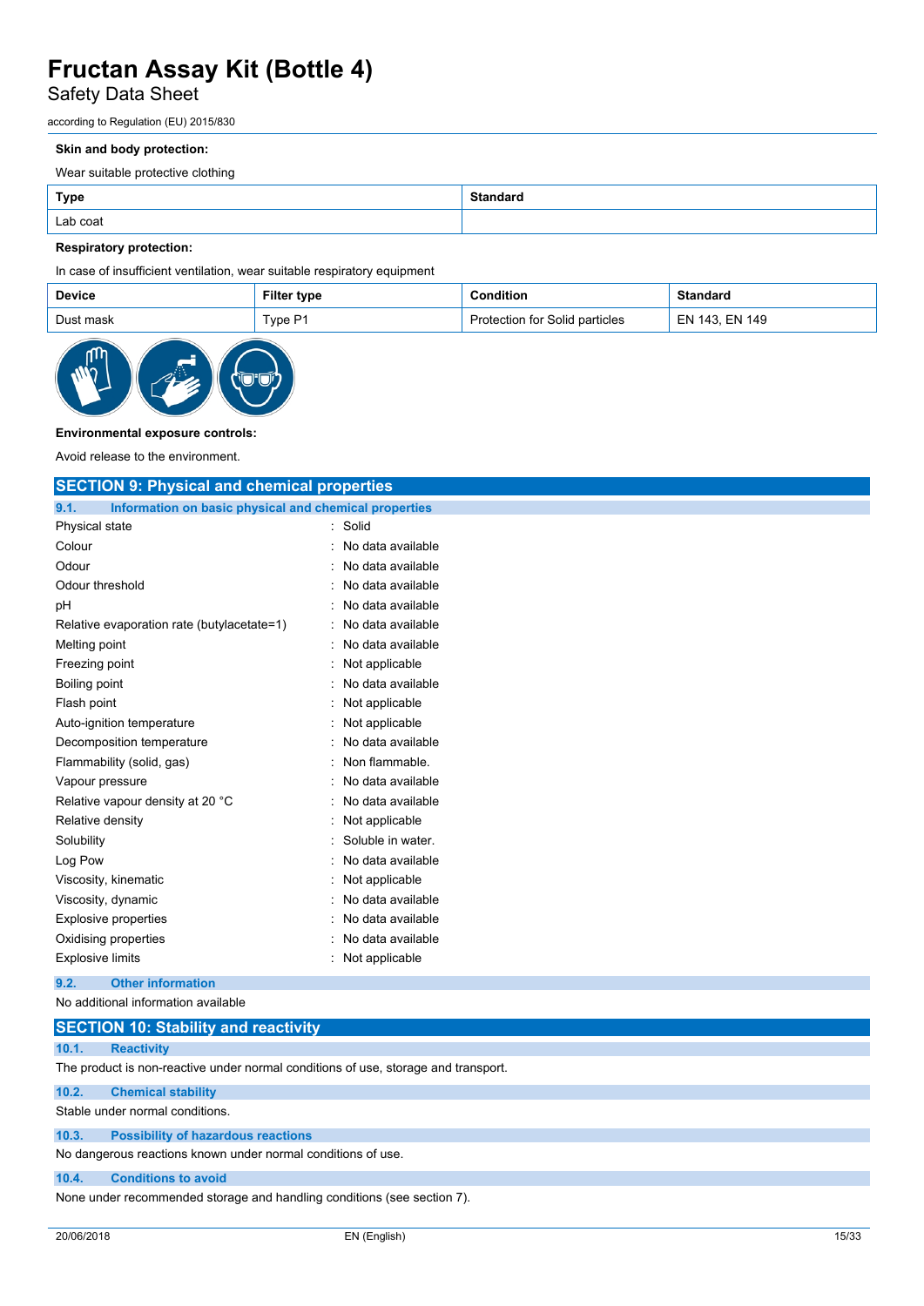**Skin and body protection:**

Wear suitable protective clothing

| Type | Standard |
|---|---|
| Lab coat | |

**Respiratory protection:**

In case of insufficient ventilation, wear suitable respiratory equipment

| Device | Filter type | Condition | Standard |
|---|---|---|---|
| Dust mask | Type P1 | Protection for Solid particles | EN 143, EN 149 |

**Environmental exposure controls:**

Avoid release to the environment.

## SECTION 9: Physical and chemical properties

### 9.1. Information on basic physical and chemical properties

| | |
|---|---|
| Physical state | : Solid |
| Colour | : No data available |
| Odour | : No data available |
| Odour threshold | : No data available |
| pH | : No data available |
| Relative evaporation rate (butylacetate=1) | : No data available |
| Melting point | : No data available |
| Freezing point | : Not applicable |
| Boiling point | : No data available |
| Flash point | : Not applicable |
| Auto-ignition temperature | : Not applicable |
| Decomposition temperature | : No data available |
| Flammability (solid, gas) | : Non flammable. |
| Vapour pressure | : No data available |
| Relative vapour density at 20 °C | : No data available |
| Relative density | : Not applicable |
| Solubility | : Soluble in water. |
| Log Pow | : No data available |
| Viscosity, kinematic | : Not applicable |
| Viscosity, dynamic | : No data available |
| Explosive properties | : No data available |
| Oxidising properties | : No data available |
| Explosive limits | : Not applicable |

### 9.2. Other information

No additional information available

## SECTION 10: Stability and reactivity

### 10.1. Reactivity

The product is non-reactive under normal conditions of use, storage and transport.

### 10.2. Chemical stability

Stable under normal conditions.

### 10.3. Possibility of hazardous reactions

No dangerous reactions known under normal conditions of use.

### 10.4. Conditions to avoid

None under recommended storage and handling conditions (see section 7).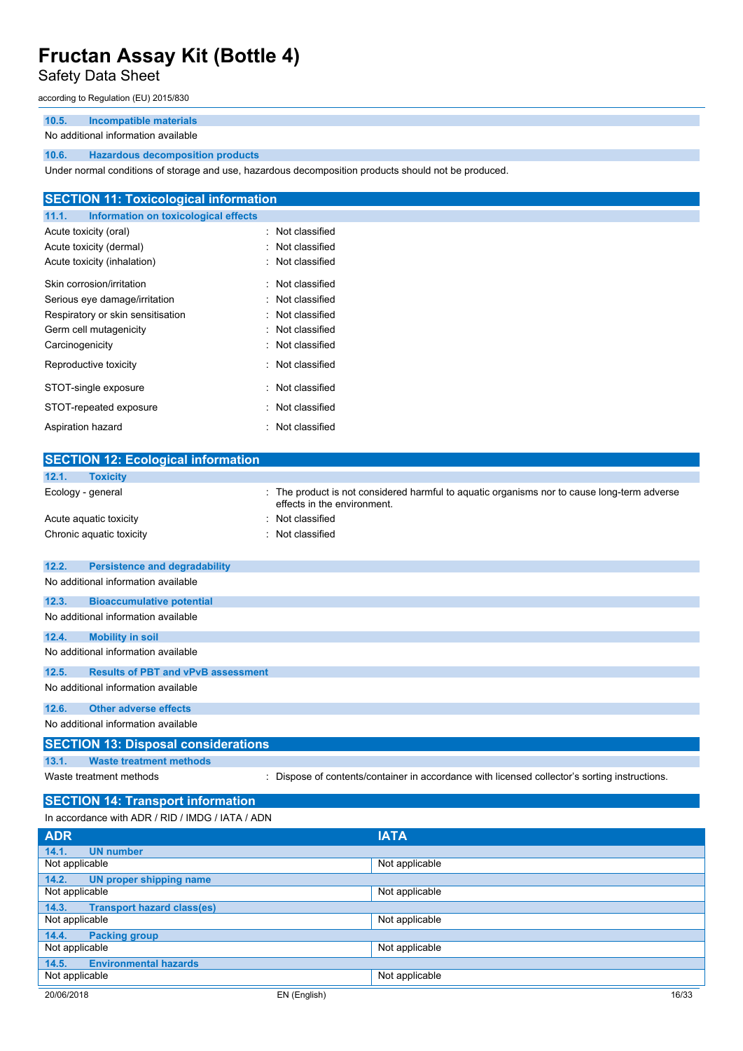### 10.5. Incompatible materials

No additional information available

### 10.6. Hazardous decomposition products

Under normal conditions of storage and use, hazardous decomposition products should not be produced.

## SECTION 11: Toxicological information

### 11.1. Information on toxicological effects

| | |
|---|---|
| Acute toxicity (oral) | : Not classified |
| Acute toxicity (dermal) | : Not classified |
| Acute toxicity (inhalation) | : Not classified |
| Skin corrosion/irritation | : Not classified |
| Serious eye damage/irritation | : Not classified |
| Respiratory or skin sensitisation | : Not classified |
| Germ cell mutagenicity | : Not classified |
| Carcinogenicity | : Not classified |
| Reproductive toxicity | : Not classified |
| STOT-single exposure | : Not classified |
| STOT-repeated exposure | : Not classified |
| Aspiration hazard | : Not classified |

## SECTION 12: Ecological information

### 12.1. Toxicity

| | |
|---|---|
| Ecology - general | : The product is not considered harmful to aquatic organisms nor to cause long-term adverse effects in the environment. |
| Acute aquatic toxicity | : Not classified |
| Chronic aquatic toxicity | : Not classified |

### 12.2. Persistence and degradability

No additional information available

### 12.3. Bioaccumulative potential

No additional information available

### 12.4. Mobility in soil

No additional information available

### 12.5. Results of PBT and vPvB assessment

No additional information available

### 12.6. Other adverse effects

No additional information available

## SECTION 13: Disposal considerations

### 13.1. Waste treatment methods

| | |
|---|---|
| Waste treatment methods | : Dispose of contents/container in accordance with licensed collector's sorting instructions. |

## SECTION 14: Transport information

In accordance with ADR / RID / IMDG / IATA / ADN

| ADR | IATA |
|---|---|
| **14.1. UN number** | |
| Not applicable | Not applicable |
| **14.2. UN proper shipping name** | |
| Not applicable | Not applicable |
| **14.3. Transport hazard class(es)** | |
| Not applicable | Not applicable |
| **14.4. Packing group** | |
| Not applicable | Not applicable |
| **14.5. Environmental hazards** | |
| Not applicable | Not applicable |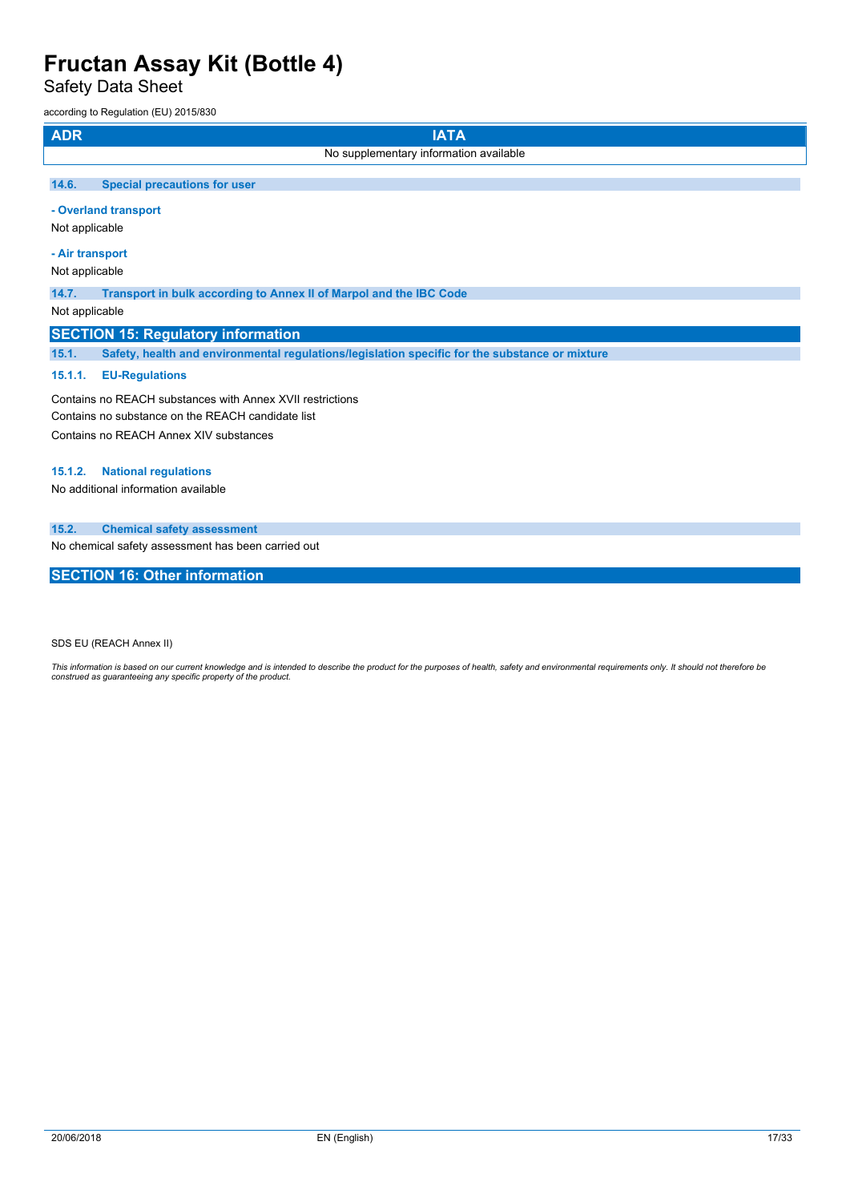| ADR | IATA |
| --- | --- |
| No supplementary information available | |

### 14.6. Special precautions for user

**- Overland transport**

Not applicable

**- Air transport**

Not applicable

### 14.7. Transport in bulk according to Annex II of Marpol and the IBC Code

Not applicable

## SECTION 15: Regulatory information

### 15.1. Safety, health and environmental regulations/legislation specific for the substance or mixture

#### 15.1.1. EU-Regulations

Contains no REACH substances with Annex XVII restrictions

Contains no substance on the REACH candidate list

Contains no REACH Annex XIV substances

#### 15.1.2. National regulations

No additional information available

### 15.2. Chemical safety assessment

No chemical safety assessment has been carried out

## SECTION 16: Other information

SDS EU (REACH Annex II)

*This information is based on our current knowledge and is intended to describe the product for the purposes of health, safety and environmental requirements only. It should not therefore be construed as guaranteeing any specific property of the product.*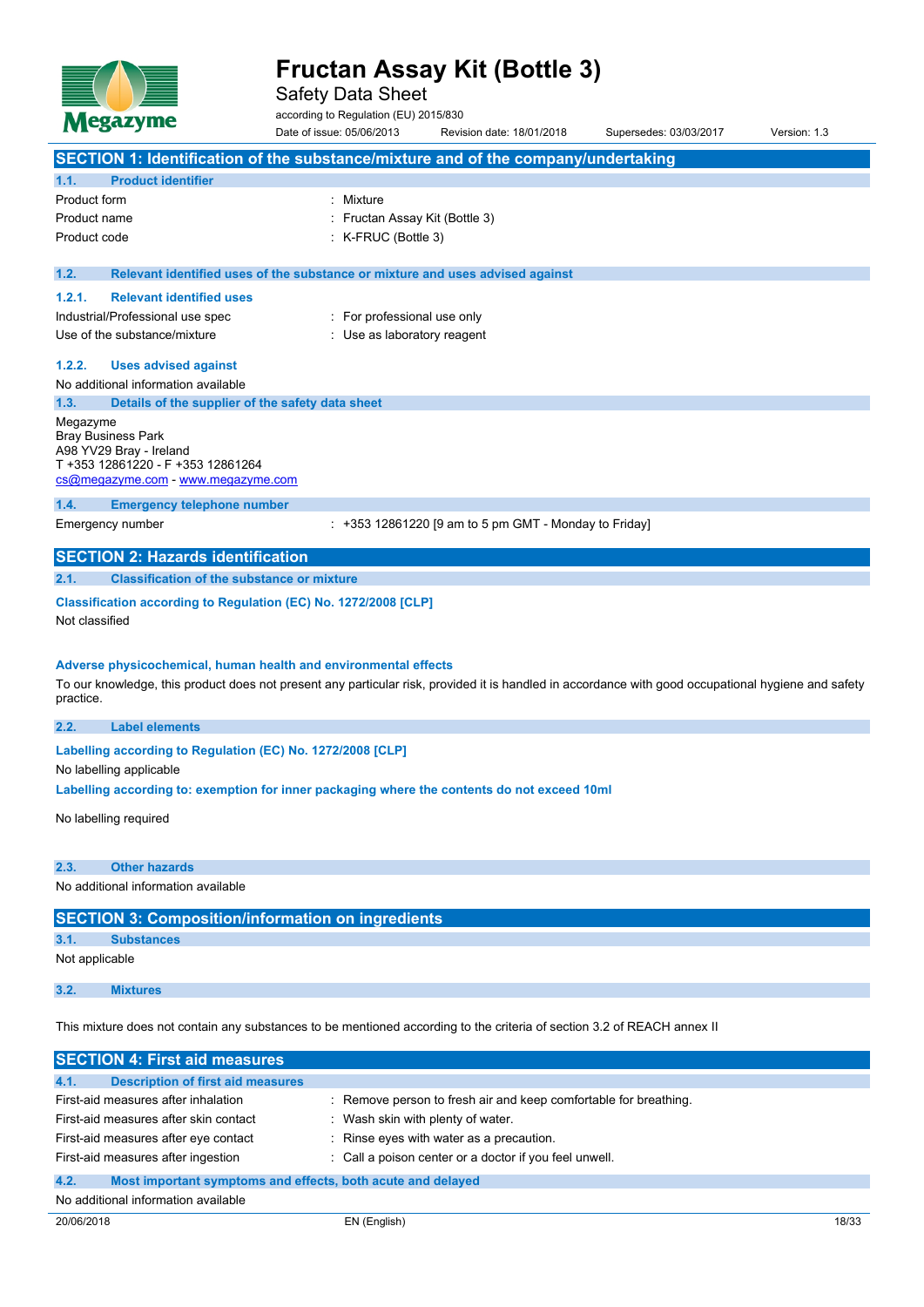# Fructan Assay Kit (Bottle 3)

Safety Data Sheet

according to Regulation (EU) 2015/830

Date of issue: 05/06/2013 Revision date: 18/01/2018 Supersedes: 03/03/2017 Version: 1.3

## SECTION 1: Identification of the substance/mixture and of the company/undertaking

### 1.1. Product identifier

| | |
|---|---|
| Product form | : Mixture |
| Product name | : Fructan Assay Kit (Bottle 3) |
| Product code | : K-FRUC (Bottle 3) |

### 1.2. Relevant identified uses of the substance or mixture and uses advised against

#### 1.2.1. Relevant identified uses

| | |
|---|---|
| Industrial/Professional use spec | : For professional use only |
| Use of the substance/mixture | : Use as laboratory reagent |

#### 1.2.2. Uses advised against

No additional information available

### 1.3. Details of the supplier of the safety data sheet

Megazyme
Bray Business Park
A98 YV29 Bray - Ireland
T +353 12861220 - F +353 12861264
cs@megazyme.com - www.megazyme.com

### 1.4. Emergency telephone number

| | |
|---|---|
| Emergency number | : +353 12861220 [9 am to 5 pm GMT - Monday to Friday] |

## SECTION 2: Hazards identification

### 2.1. Classification of the substance or mixture

**Classification according to Regulation (EC) No. 1272/2008 [CLP]**

Not classified

**Adverse physicochemical, human health and environmental effects**

To our knowledge, this product does not present any particular risk, provided it is handled in accordance with good occupational hygiene and safety practice.

### 2.2. Label elements

**Labelling according to Regulation (EC) No. 1272/2008 [CLP]**

No labelling applicable

**Labelling according to: exemption for inner packaging where the contents do not exceed 10ml**

No labelling required

### 2.3. Other hazards

No additional information available

## SECTION 3: Composition/information on ingredients

### 3.1. Substances

Not applicable

### 3.2. Mixtures

This mixture does not contain any substances to be mentioned according to the criteria of section 3.2 of REACH annex II

## SECTION 4: First aid measures

### 4.1. Description of first aid measures

| | |
|---|---|
| First-aid measures after inhalation | : Remove person to fresh air and keep comfortable for breathing. |
| First-aid measures after skin contact | : Wash skin with plenty of water. |
| First-aid measures after eye contact | : Rinse eyes with water as a precaution. |
| First-aid measures after ingestion | : Call a poison center or a doctor if you feel unwell. |

### 4.2. Most important symptoms and effects, both acute and delayed

No additional information available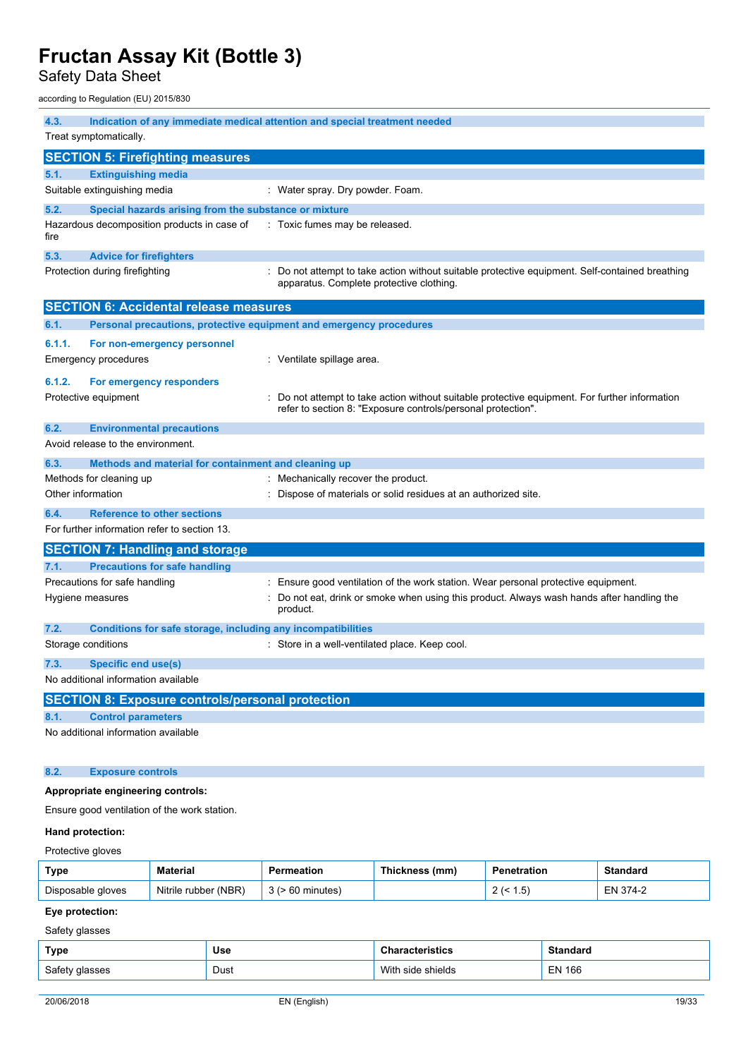### 4.3. Indication of any immediate medical attention and special treatment needed

Treat symptomatically.

## SECTION 5: Firefighting measures

### 5.1. Extinguishing media

Suitable extinguishing media : Water spray. Dry powder. Foam.

### 5.2. Special hazards arising from the substance or mixture

Hazardous decomposition products in case of fire : Toxic fumes may be released.

### 5.3. Advice for firefighters

Protection during firefighting : Do not attempt to take action without suitable protective equipment. Self-contained breathing apparatus. Complete protective clothing.

## SECTION 6: Accidental release measures

### 6.1. Personal precautions, protective equipment and emergency procedures

#### 6.1.1. For non-emergency personnel

Emergency procedures : Ventilate spillage area.

#### 6.1.2. For emergency responders

Protective equipment : Do not attempt to take action without suitable protective equipment. For further information refer to section 8: "Exposure controls/personal protection".

### 6.2. Environmental precautions

Avoid release to the environment.

### 6.3. Methods and material for containment and cleaning up

Methods for cleaning up : Mechanically recover the product.

Other information : Dispose of materials or solid residues at an authorized site.

### 6.4. Reference to other sections

For further information refer to section 13.

## SECTION 7: Handling and storage

### 7.1. Precautions for safe handling

Precautions for safe handling : Ensure good ventilation of the work station. Wear personal protective equipment.

Hygiene measures : Do not eat, drink or smoke when using this product. Always wash hands after handling the product.

### 7.2. Conditions for safe storage, including any incompatibilities

Storage conditions : Store in a well-ventilated place. Keep cool.

### 7.3. Specific end use(s)

No additional information available

## SECTION 8: Exposure controls/personal protection

### 8.1. Control parameters

No additional information available

### 8.2. Exposure controls

**Appropriate engineering controls:**

Ensure good ventilation of the work station.

**Hand protection:**

Protective gloves

| Type | Material | Permeation | Thickness (mm) | Penetration | Standard |
|---|---|---|---|---|---|
| Disposable gloves | Nitrile rubber (NBR) | 3 (> 60 minutes) | | 2 (< 1.5) | EN 374-2 |

**Eye protection:**

Safety glasses

| Type | Use | Characteristics | Standard |
|---|---|---|---|
| Safety glasses | Dust | With side shields | EN 166 |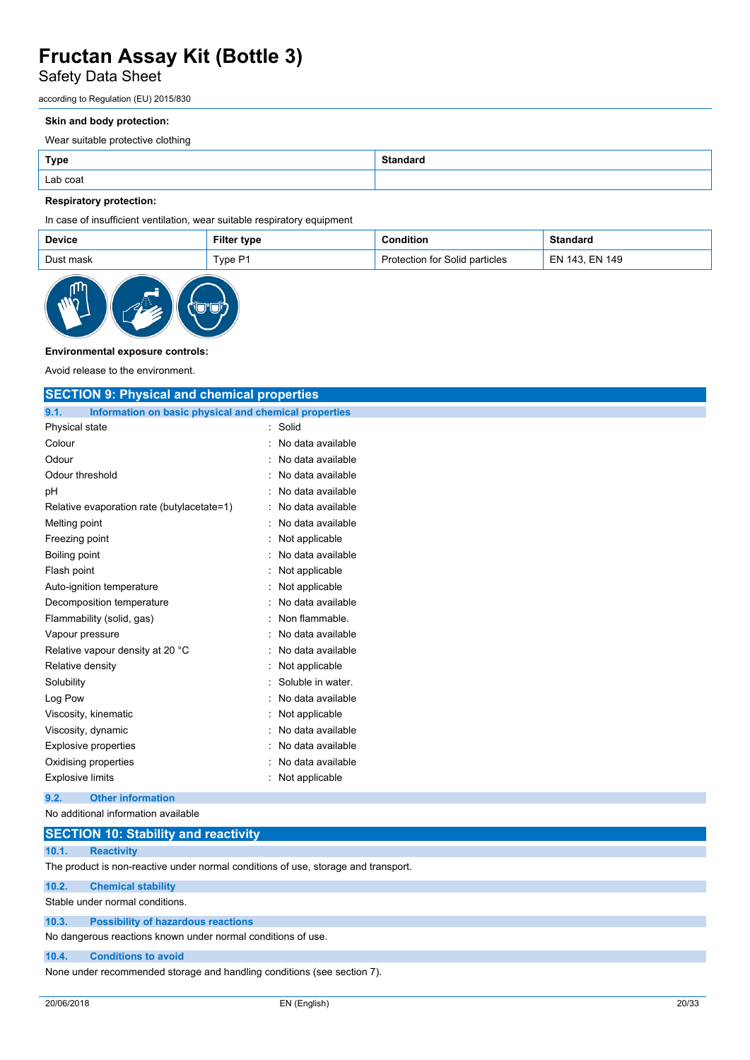**Skin and body protection:**

Wear suitable protective clothing

| Type | Standard |
|---|---|
| Lab coat | |

**Respiratory protection:**

In case of insufficient ventilation, wear suitable respiratory equipment

| Device | Filter type | Condition | Standard |
|---|---|---|---|
| Dust mask | Type P1 | Protection for Solid particles | EN 143, EN 149 |

**Environmental exposure controls:**

Avoid release to the environment.

## SECTION 9: Physical and chemical properties

### 9.1. Information on basic physical and chemical properties

| | |
|---|---|
| Physical state | : Solid |
| Colour | : No data available |
| Odour | : No data available |
| Odour threshold | : No data available |
| pH | : No data available |
| Relative evaporation rate (butylacetate=1) | : No data available |
| Melting point | : No data available |
| Freezing point | : Not applicable |
| Boiling point | : No data available |
| Flash point | : Not applicable |
| Auto-ignition temperature | : Not applicable |
| Decomposition temperature | : No data available |
| Flammability (solid, gas) | : Non flammable. |
| Vapour pressure | : No data available |
| Relative vapour density at 20 °C | : No data available |
| Relative density | : Not applicable |
| Solubility | : Soluble in water. |
| Log Pow | : No data available |
| Viscosity, kinematic | : Not applicable |
| Viscosity, dynamic | : No data available |
| Explosive properties | : No data available |
| Oxidising properties | : No data available |
| Explosive limits | : Not applicable |

### 9.2. Other information

No additional information available

## SECTION 10: Stability and reactivity

### 10.1. Reactivity

The product is non-reactive under normal conditions of use, storage and transport.

### 10.2. Chemical stability

Stable under normal conditions.

### 10.3. Possibility of hazardous reactions

No dangerous reactions known under normal conditions of use.

### 10.4. Conditions to avoid

None under recommended storage and handling conditions (see section 7).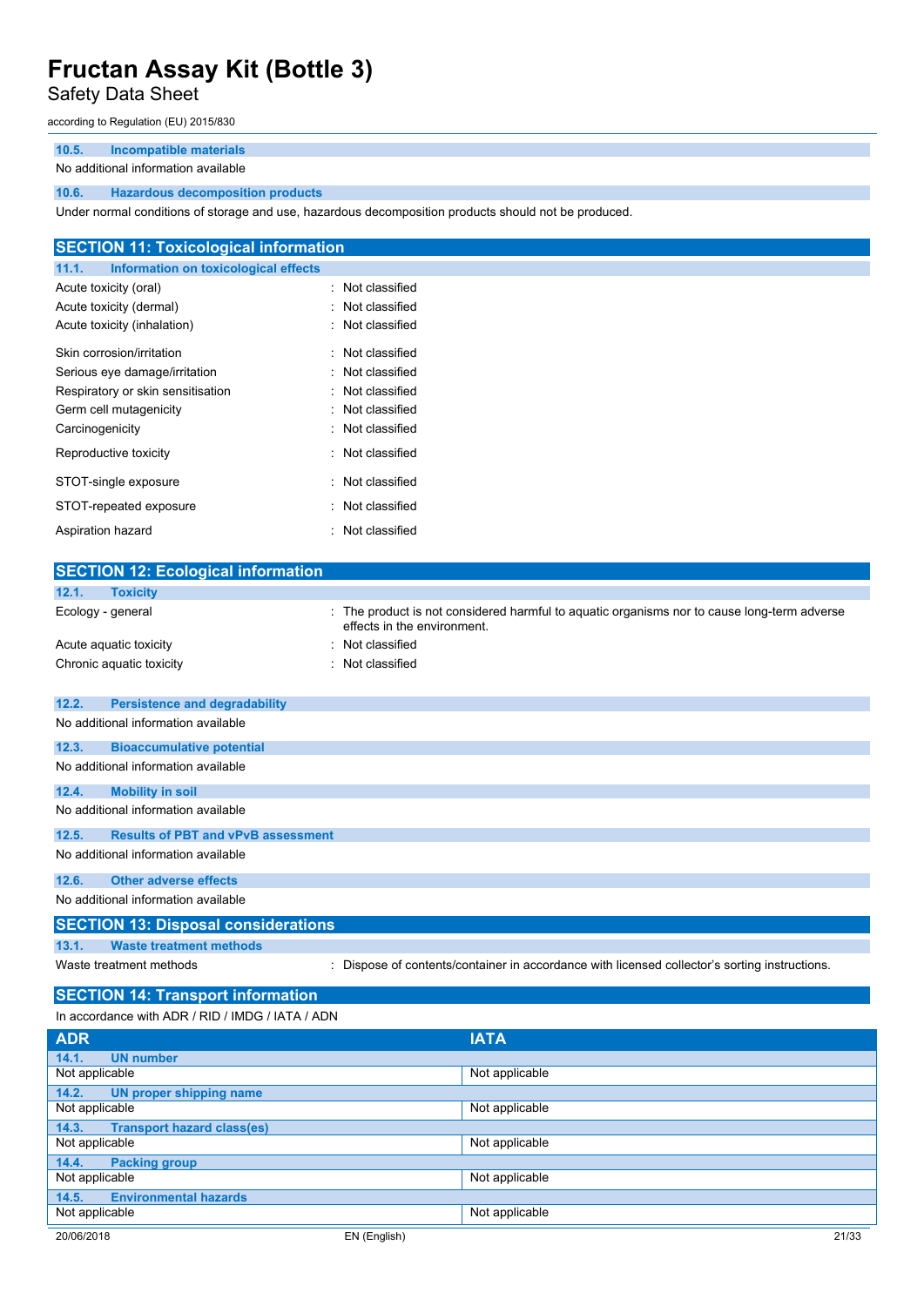### 10.5. Incompatible materials

No additional information available

### 10.6. Hazardous decomposition products

Under normal conditions of storage and use, hazardous decomposition products should not be produced.

## SECTION 11: Toxicological information

### 11.1. Information on toxicological effects

| | |
|---|---|
| Acute toxicity (oral) | : Not classified |
| Acute toxicity (dermal) | : Not classified |
| Acute toxicity (inhalation) | : Not classified |
| Skin corrosion/irritation | : Not classified |
| Serious eye damage/irritation | : Not classified |
| Respiratory or skin sensitisation | : Not classified |
| Germ cell mutagenicity | : Not classified |
| Carcinogenicity | : Not classified |
| Reproductive toxicity | : Not classified |
| STOT-single exposure | : Not classified |
| STOT-repeated exposure | : Not classified |
| Aspiration hazard | : Not classified |

## SECTION 12: Ecological information

### 12.1. Toxicity

| | |
|---|---|
| Ecology - general | : The product is not considered harmful to aquatic organisms nor to cause long-term adverse effects in the environment. |
| Acute aquatic toxicity | : Not classified |
| Chronic aquatic toxicity | : Not classified |

### 12.2. Persistence and degradability

No additional information available

### 12.3. Bioaccumulative potential

No additional information available

### 12.4. Mobility in soil

No additional information available

### 12.5. Results of PBT and vPvB assessment

No additional information available

### 12.6. Other adverse effects

No additional information available

## SECTION 13: Disposal considerations

### 13.1. Waste treatment methods

| | |
|---|---|
| Waste treatment methods | : Dispose of contents/container in accordance with licensed collector's sorting instructions. |

## SECTION 14: Transport information

In accordance with ADR / RID / IMDG / IATA / ADN

| ADR | IATA |
|---|---|
| **14.1. UN number** | |
| Not applicable | Not applicable |
| **14.2. UN proper shipping name** | |
| Not applicable | Not applicable |
| **14.3. Transport hazard class(es)** | |
| Not applicable | Not applicable |
| **14.4. Packing group** | |
| Not applicable | Not applicable |
| **14.5. Environmental hazards** | |
| Not applicable | Not applicable |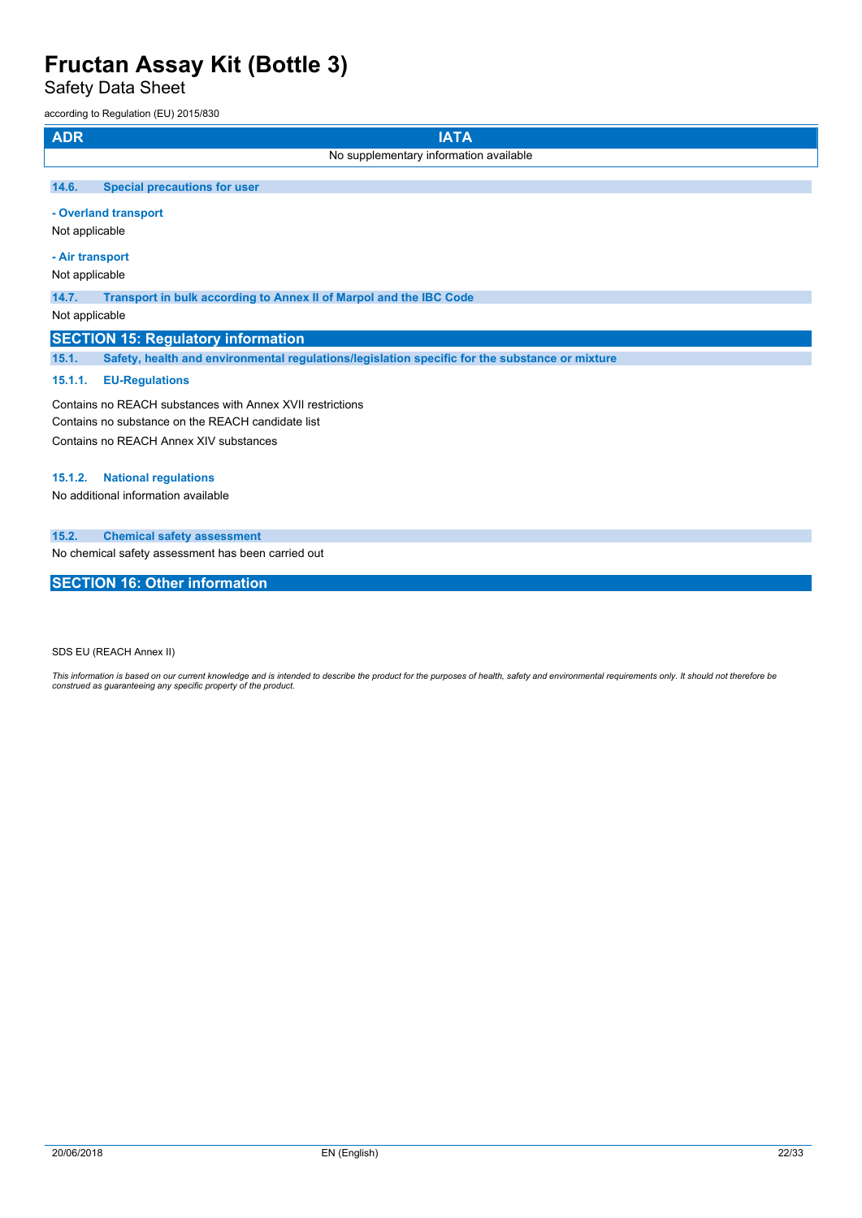| ADR | IATA |
|---|---|
| No supplementary information available | |

### 14.6. Special precautions for user

**- Overland transport**

Not applicable

**- Air transport**

Not applicable

### 14.7. Transport in bulk according to Annex II of Marpol and the IBC Code

Not applicable

## SECTION 15: Regulatory information

### 15.1. Safety, health and environmental regulations/legislation specific for the substance or mixture

#### 15.1.1. EU-Regulations

Contains no REACH substances with Annex XVII restrictions

Contains no substance on the REACH candidate list

Contains no REACH Annex XIV substances

#### 15.1.2. National regulations

No additional information available

### 15.2. Chemical safety assessment

No chemical safety assessment has been carried out

## SECTION 16: Other information

SDS EU (REACH Annex II)

*This information is based on our current knowledge and is intended to describe the product for the purposes of health, safety and environmental requirements only. It should not therefore be construed as guaranteeing any specific property of the product.*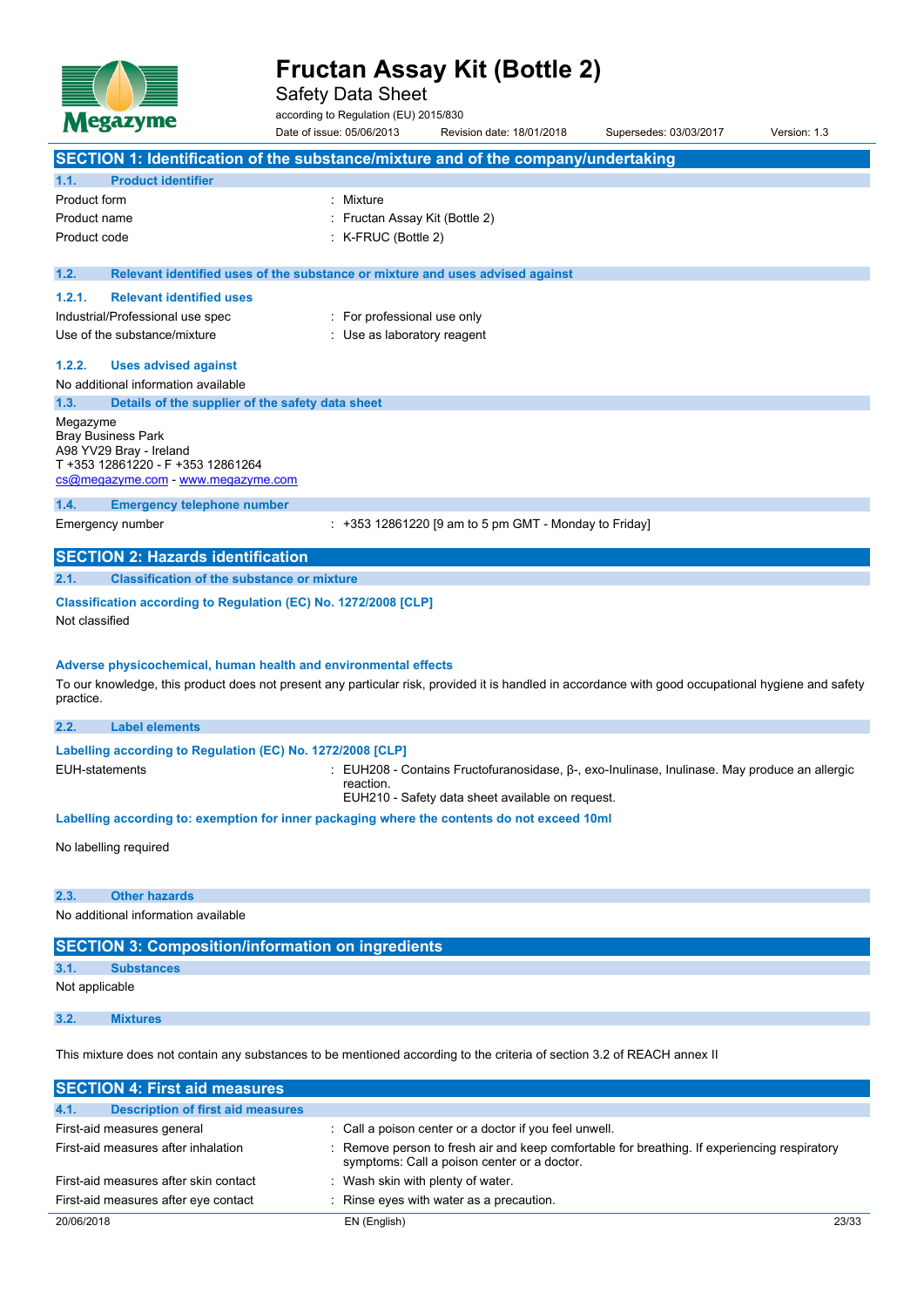# Fructan Assay Kit (Bottle 2)

Safety Data Sheet

according to Regulation (EU) 2015/830

Date of issue: 05/06/2013 Revision date: 18/01/2018 Supersedes: 03/03/2017 Version: 1.3

## SECTION 1: Identification of the substance/mixture and of the company/undertaking

### 1.1. Product identifier

| | |
|---|---|
| Product form | : Mixture |
| Product name | : Fructan Assay Kit (Bottle 2) |
| Product code | : K-FRUC (Bottle 2) |

### 1.2. Relevant identified uses of the substance or mixture and uses advised against

#### 1.2.1. Relevant identified uses

| | |
|---|---|
| Industrial/Professional use spec | : For professional use only |
| Use of the substance/mixture | : Use as laboratory reagent |

#### 1.2.2. Uses advised against

No additional information available

### 1.3. Details of the supplier of the safety data sheet

Megazyme
Bray Business Park
A98 YV29 Bray - Ireland
T +353 12861220 - F +353 12861264
cs@megazyme.com - www.megazyme.com

### 1.4. Emergency telephone number

| | |
|---|---|
| Emergency number | : +353 12861220 [9 am to 5 pm GMT - Monday to Friday] |

## SECTION 2: Hazards identification

### 2.1. Classification of the substance or mixture

**Classification according to Regulation (EC) No. 1272/2008 [CLP]**

Not classified

**Adverse physicochemical, human health and environmental effects**

To our knowledge, this product does not present any particular risk, provided it is handled in accordance with good occupational hygiene and safety practice.

### 2.2. Label elements

**Labelling according to Regulation (EC) No. 1272/2008 [CLP]**

| | |
|---|---|
| EUH-statements | : EUH208 - Contains Fructofuranosidase, β-, exo-Inulinase, Inulinase. May produce an allergic reaction.<br>EUH210 - Safety data sheet available on request. |

**Labelling according to: exemption for inner packaging where the contents do not exceed 10ml**

No labelling required

### 2.3. Other hazards

No additional information available

## SECTION 3: Composition/information on ingredients

### 3.1. Substances

Not applicable

### 3.2. Mixtures

This mixture does not contain any substances to be mentioned according to the criteria of section 3.2 of REACH annex II

## SECTION 4: First aid measures

### 4.1. Description of first aid measures

| | |
|---|---|
| First-aid measures general | : Call a poison center or a doctor if you feel unwell. |
| First-aid measures after inhalation | : Remove person to fresh air and keep comfortable for breathing. If experiencing respiratory symptoms: Call a poison center or a doctor. |
| First-aid measures after skin contact | : Wash skin with plenty of water. |
| First-aid measures after eye contact | : Rinse eyes with water as a precaution. |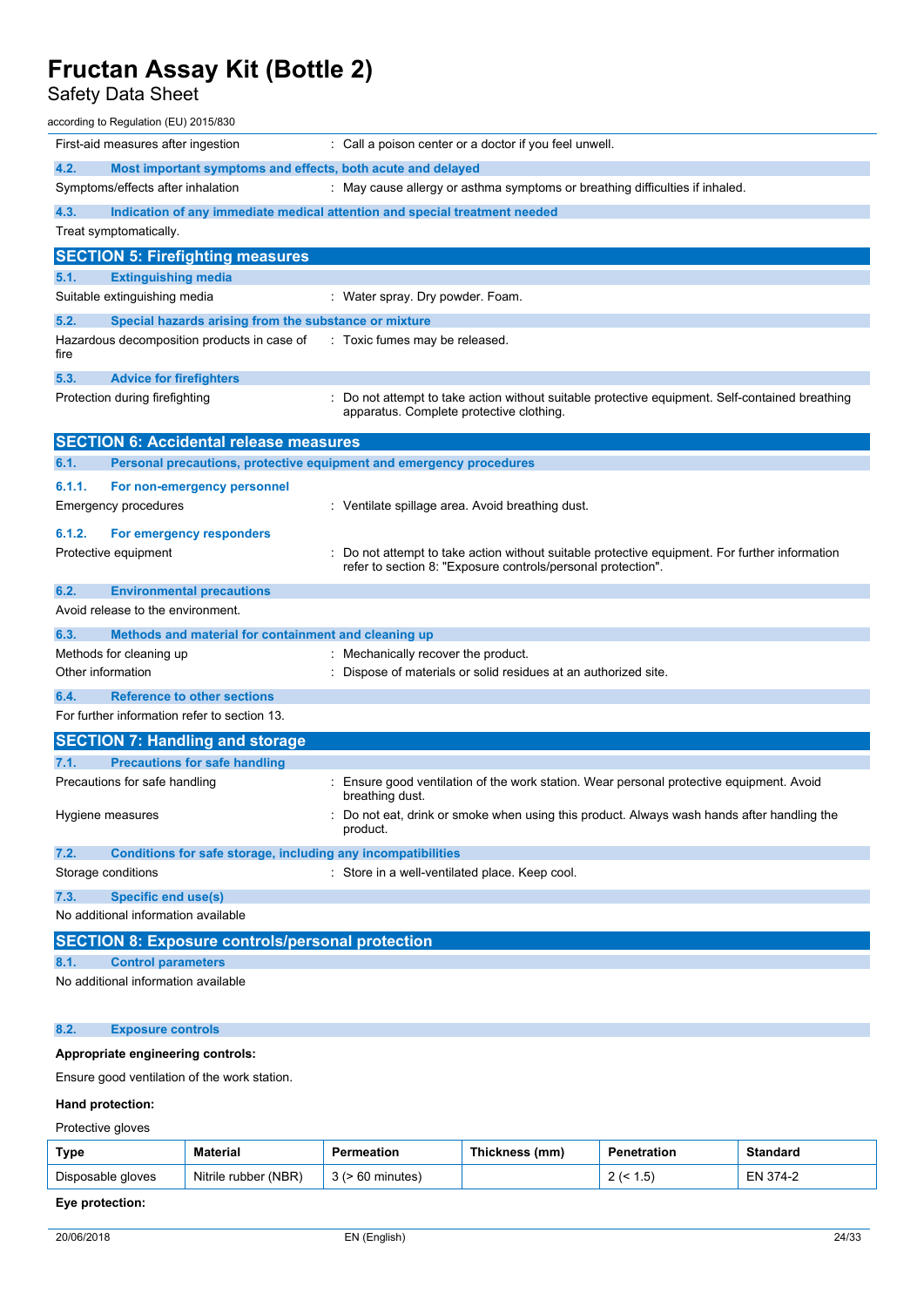First-aid measures after ingestion : Call a poison center or a doctor if you feel unwell.

### 4.2. Most important symptoms and effects, both acute and delayed

Symptoms/effects after inhalation : May cause allergy or asthma symptoms or breathing difficulties if inhaled.

### 4.3. Indication of any immediate medical attention and special treatment needed

Treat symptomatically.

## SECTION 5: Firefighting measures

### 5.1. Extinguishing media

Suitable extinguishing media : Water spray. Dry powder. Foam.

### 5.2. Special hazards arising from the substance or mixture

Hazardous decomposition products in case of fire : Toxic fumes may be released.

### 5.3. Advice for firefighters

Protection during firefighting : Do not attempt to take action without suitable protective equipment. Self-contained breathing apparatus. Complete protective clothing.

## SECTION 6: Accidental release measures

### 6.1. Personal precautions, protective equipment and emergency procedures

#### 6.1.1. For non-emergency personnel

Emergency procedures : Ventilate spillage area. Avoid breathing dust.

#### 6.1.2. For emergency responders

Protective equipment : Do not attempt to take action without suitable protective equipment. For further information refer to section 8: "Exposure controls/personal protection".

### 6.2. Environmental precautions

Avoid release to the environment.

### 6.3. Methods and material for containment and cleaning up

Methods for cleaning up : Mechanically recover the product.

Other information : Dispose of materials or solid residues at an authorized site.

### 6.4. Reference to other sections

For further information refer to section 13.

## SECTION 7: Handling and storage

### 7.1. Precautions for safe handling

Precautions for safe handling : Ensure good ventilation of the work station. Wear personal protective equipment. Avoid breathing dust.

Hygiene measures : Do not eat, drink or smoke when using this product. Always wash hands after handling the product.

### 7.2. Conditions for safe storage, including any incompatibilities

Storage conditions : Store in a well-ventilated place. Keep cool.

### 7.3. Specific end use(s)

No additional information available

## SECTION 8: Exposure controls/personal protection

### 8.1. Control parameters

No additional information available

### 8.2. Exposure controls

**Appropriate engineering controls:**

Ensure good ventilation of the work station.

**Hand protection:**

Protective gloves

| Type | Material | Permeation | Thickness (mm) | Penetration | Standard |
|---|---|---|---|---|---|
| Disposable gloves | Nitrile rubber (NBR) | 3 (> 60 minutes) | | 2 (< 1.5) | EN 374-2 |

**Eye protection:**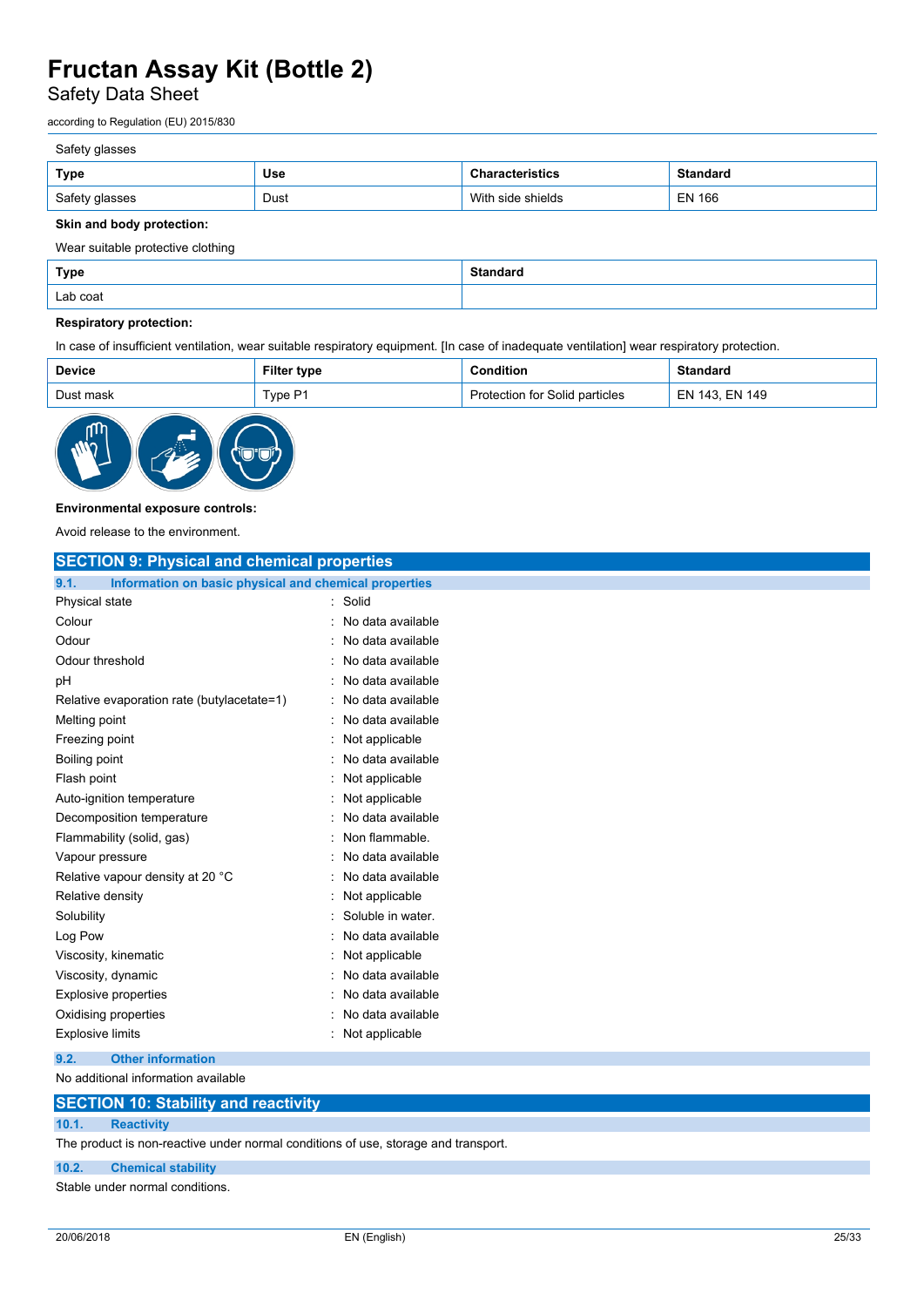Safety glasses

| Type | Use | Characteristics | Standard |
|---|---|---|---|
| Safety glasses | Dust | With side shields | EN 166 |

**Skin and body protection:**

Wear suitable protective clothing

| Type | Standard |
|---|---|
| Lab coat | |

**Respiratory protection:**

In case of insufficient ventilation, wear suitable respiratory equipment. [In case of inadequate ventilation] wear respiratory protection.

| Device | Filter type | Condition | Standard |
|---|---|---|---|
| Dust mask | Type P1 | Protection for Solid particles | EN 143, EN 149 |

**Environmental exposure controls:**

Avoid release to the environment.

## SECTION 9: Physical and chemical properties

### 9.1. Information on basic physical and chemical properties

| | |
|---|---|
| Physical state | : Solid |
| Colour | : No data available |
| Odour | : No data available |
| Odour threshold | : No data available |
| pH | : No data available |
| Relative evaporation rate (butylacetate=1) | : No data available |
| Melting point | : No data available |
| Freezing point | : Not applicable |
| Boiling point | : No data available |
| Flash point | : Not applicable |
| Auto-ignition temperature | : Not applicable |
| Decomposition temperature | : No data available |
| Flammability (solid, gas) | : Non flammable. |
| Vapour pressure | : No data available |
| Relative vapour density at 20 °C | : No data available |
| Relative density | : Not applicable |
| Solubility | : Soluble in water. |
| Log Pow | : No data available |
| Viscosity, kinematic | : Not applicable |
| Viscosity, dynamic | : No data available |
| Explosive properties | : No data available |
| Oxidising properties | : No data available |
| Explosive limits | : Not applicable |

### 9.2. Other information

No additional information available

## SECTION 10: Stability and reactivity

### 10.1. Reactivity

The product is non-reactive under normal conditions of use, storage and transport.

### 10.2. Chemical stability

Stable under normal conditions.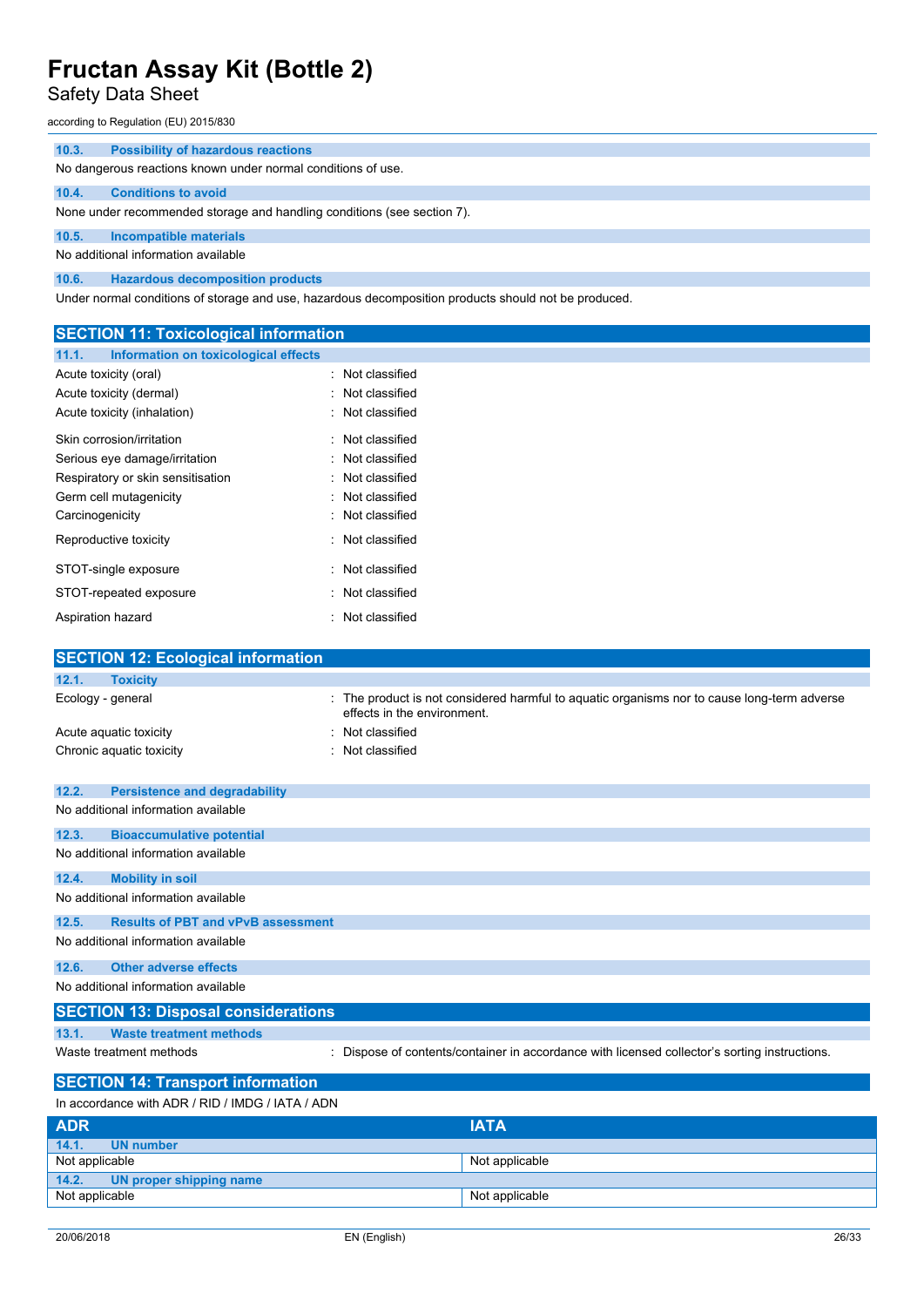### 10.3. Possibility of hazardous reactions

No dangerous reactions known under normal conditions of use.

### 10.4. Conditions to avoid

None under recommended storage and handling conditions (see section 7).

### 10.5. Incompatible materials

No additional information available

### 10.6. Hazardous decomposition products

Under normal conditions of storage and use, hazardous decomposition products should not be produced.

## SECTION 11: Toxicological information

### 11.1. Information on toxicological effects

| | |
|---|---|
| Acute toxicity (oral) | : Not classified |
| Acute toxicity (dermal) | : Not classified |
| Acute toxicity (inhalation) | : Not classified |
| Skin corrosion/irritation | : Not classified |
| Serious eye damage/irritation | : Not classified |
| Respiratory or skin sensitisation | : Not classified |
| Germ cell mutagenicity | : Not classified |
| Carcinogenicity | : Not classified |
| Reproductive toxicity | : Not classified |
| STOT-single exposure | : Not classified |
| STOT-repeated exposure | : Not classified |
| Aspiration hazard | : Not classified |

## SECTION 12: Ecological information

### 12.1. Toxicity

| | |
|---|---|
| Ecology - general | : The product is not considered harmful to aquatic organisms nor to cause long-term adverse effects in the environment. |
| Acute aquatic toxicity | : Not classified |
| Chronic aquatic toxicity | : Not classified |

### 12.2. Persistence and degradability

No additional information available

### 12.3. Bioaccumulative potential

No additional information available

### 12.4. Mobility in soil

No additional information available

### 12.5. Results of PBT and vPvB assessment

No additional information available

### 12.6. Other adverse effects

No additional information available

## SECTION 13: Disposal considerations

### 13.1. Waste treatment methods

| | |
|---|---|
| Waste treatment methods | : Dispose of contents/container in accordance with licensed collector's sorting instructions. |

## SECTION 14: Transport information

In accordance with ADR / RID / IMDG / IATA / ADN

| ADR | IATA |
|---|---|
| **14.1. UN number** | |
| Not applicable | Not applicable |
| **14.2. UN proper shipping name** | |
| Not applicable | Not applicable |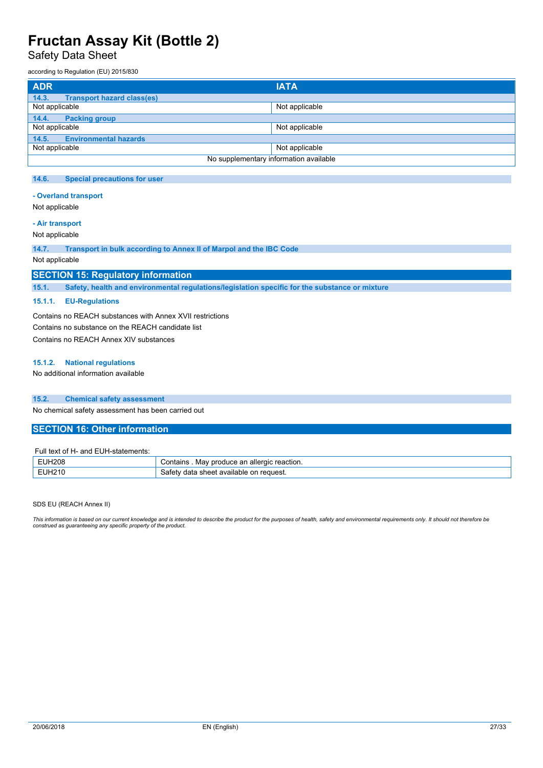| ADR | IATA |
|---|---|
| **14.3. Transport hazard class(es)** | |
| Not applicable | Not applicable |
| **14.4. Packing group** | |
| Not applicable | Not applicable |
| **14.5. Environmental hazards** | |
| Not applicable | Not applicable |
| No supplementary information available | |

### 14.6. Special precautions for user

**- Overland transport**

Not applicable

**- Air transport**

Not applicable

### 14.7. Transport in bulk according to Annex II of Marpol and the IBC Code

Not applicable

## SECTION 15: Regulatory information

### 15.1. Safety, health and environmental regulations/legislation specific for the substance or mixture

#### 15.1.1. EU-Regulations

Contains no REACH substances with Annex XVII restrictions

Contains no substance on the REACH candidate list

Contains no REACH Annex XIV substances

#### 15.1.2. National regulations

No additional information available

### 15.2. Chemical safety assessment

No chemical safety assessment has been carried out

## SECTION 16: Other information

Full text of H- and EUH-statements:

| | |
|---|---|
| EUH208 | Contains . May produce an allergic reaction. |
| EUH210 | Safety data sheet available on request. |

SDS EU (REACH Annex II)

*This information is based on our current knowledge and is intended to describe the product for the purposes of health, safety and environmental requirements only. It should not therefore be construed as guaranteeing any specific property of the product.*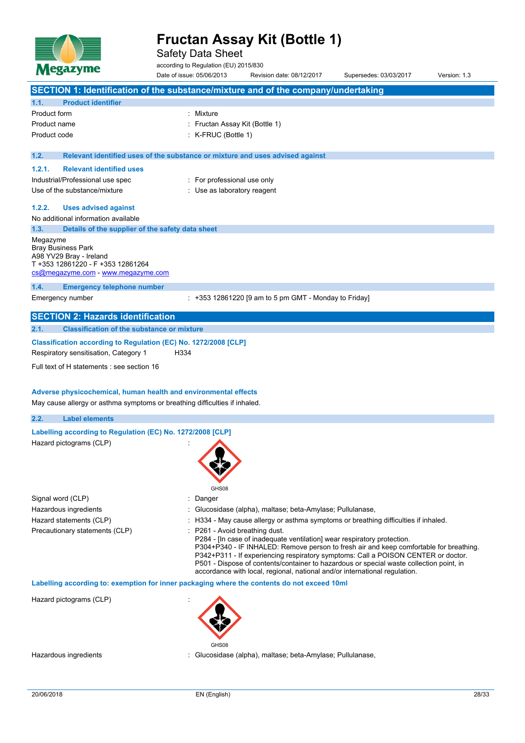# Fructan Assay Kit (Bottle 1)

Safety Data Sheet

according to Regulation (EU) 2015/830

Date of issue: 05/06/2013 Revision date: 08/12/2017 Supersedes: 03/03/2017 Version: 1.3

## SECTION 1: Identification of the substance/mixture and of the company/undertaking

### 1.1. Product identifier

| | |
|---|---|
| Product form | : Mixture |
| Product name | : Fructan Assay Kit (Bottle 1) |
| Product code | : K-FRUC (Bottle 1) |

### 1.2. Relevant identified uses of the substance or mixture and uses advised against

#### 1.2.1. Relevant identified uses

| | |
|---|---|
| Industrial/Professional use spec | : For professional use only |
| Use of the substance/mixture | : Use as laboratory reagent |

#### 1.2.2. Uses advised against

No additional information available

### 1.3. Details of the supplier of the safety data sheet

Megazyme
Bray Business Park
A98 YV29 Bray - Ireland
T +353 12861220 - F +353 12861264
cs@megazyme.com - www.megazyme.com

### 1.4. Emergency telephone number

| | |
|---|---|
| Emergency number | : +353 12861220 [9 am to 5 pm GMT - Monday to Friday] |

## SECTION 2: Hazards identification

### 2.1. Classification of the substance or mixture

**Classification according to Regulation (EC) No. 1272/2008 [CLP]**

Respiratory sensitisation, Category 1 H334

Full text of H statements : see section 16

**Adverse physicochemical, human health and environmental effects**

May cause allergy or asthma symptoms or breathing difficulties if inhaled.

### 2.2. Label elements

**Labelling according to Regulation (EC) No. 1272/2008 [CLP]**

Hazard pictograms (CLP) :

GHS08

| | |
|---|---|
| Signal word (CLP) | : Danger |
| Hazardous ingredients | : Glucosidase (alpha), maltase; beta-Amylase; Pullulanase, |
| Hazard statements (CLP) | : H334 - May cause allergy or asthma symptoms or breathing difficulties if inhaled. |
| Precautionary statements (CLP) | : P261 - Avoid breathing dust.<br>P284 - [In case of inadequate ventilation] wear respiratory protection.<br>P304+P340 - IF INHALED: Remove person to fresh air and keep comfortable for breathing.<br>P342+P311 - If experiencing respiratory symptoms: Call a POISON CENTER or doctor.<br>P501 - Dispose of contents/container to hazardous or special waste collection point, in accordance with local, regional, national and/or international regulation. |

**Labelling according to: exemption for inner packaging where the contents do not exceed 10ml**

Hazard pictograms (CLP) :

GHS08

| | |
|---|---|
| Hazardous ingredients | : Glucosidase (alpha), maltase; beta-Amylase; Pullulanase, |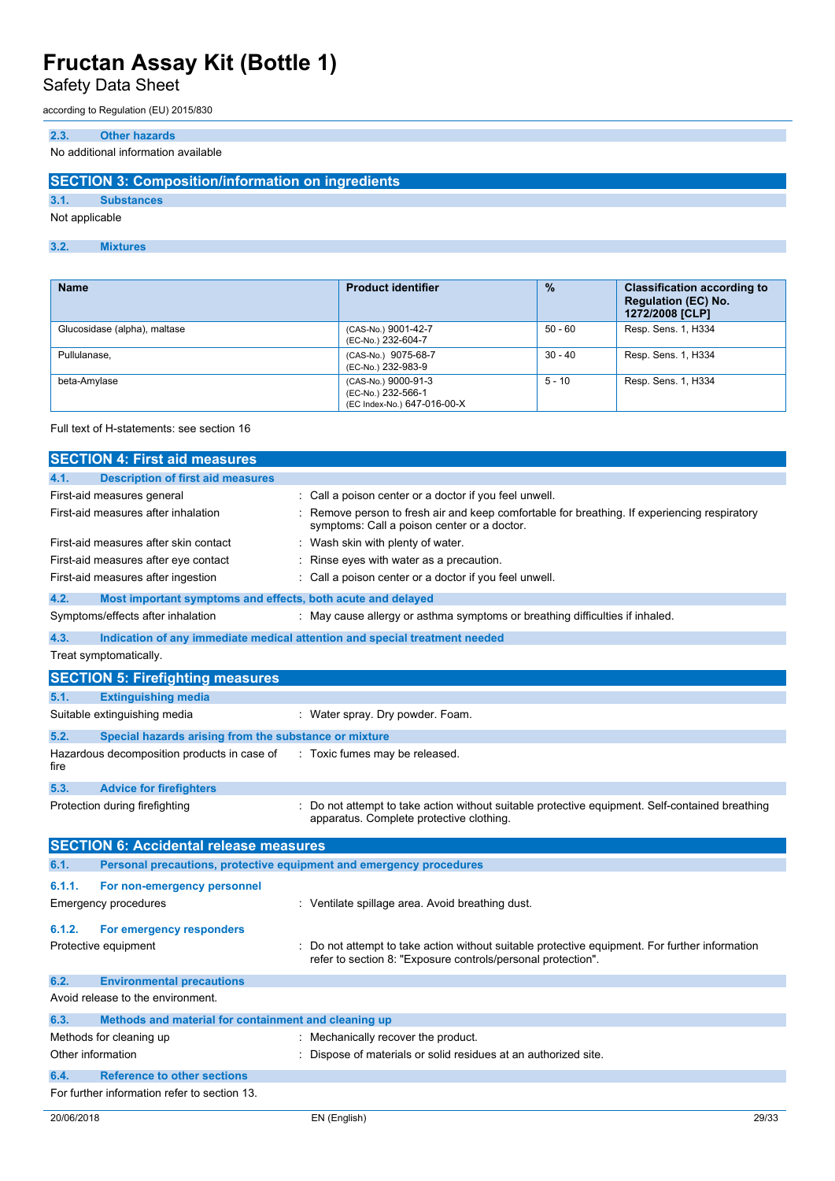### 2.3. Other hazards

No additional information available

## SECTION 3: Composition/information on ingredients

### 3.1. Substances

Not applicable

### 3.2. Mixtures

| Name | Product identifier | % | Classification according to Regulation (EC) No. 1272/2008 [CLP] |
|---|---|---|---|
| Glucosidase (alpha), maltase | (CAS-No.) 9001-42-7<br>(EC-No.) 232-604-7 | 50 - 60 | Resp. Sens. 1, H334 |
| Pullulanase, | (CAS-No.) 9075-68-7<br>(EC-No.) 232-983-9 | 30 - 40 | Resp. Sens. 1, H334 |
| beta-Amylase | (CAS-No.) 9000-91-3<br>(EC-No.) 232-566-1<br>(EC Index-No.) 647-016-00-X | 5 - 10 | Resp. Sens. 1, H334 |

Full text of H-statements: see section 16

## SECTION 4: First aid measures

### 4.1. Description of first aid measures

First-aid measures general : Call a poison center or a doctor if you feel unwell.

First-aid measures after inhalation : Remove person to fresh air and keep comfortable for breathing. If experiencing respiratory symptoms: Call a poison center or a doctor.

First-aid measures after skin contact : Wash skin with plenty of water.

First-aid measures after eye contact : Rinse eyes with water as a precaution.

First-aid measures after ingestion : Call a poison center or a doctor if you feel unwell.

### 4.2. Most important symptoms and effects, both acute and delayed

Symptoms/effects after inhalation : May cause allergy or asthma symptoms or breathing difficulties if inhaled.

### 4.3. Indication of any immediate medical attention and special treatment needed

Treat symptomatically.

## SECTION 5: Firefighting measures

### 5.1. Extinguishing media

Suitable extinguishing media : Water spray. Dry powder. Foam.

### 5.2. Special hazards arising from the substance or mixture

Hazardous decomposition products in case of fire : Toxic fumes may be released.

### 5.3. Advice for firefighters

Protection during firefighting : Do not attempt to take action without suitable protective equipment. Self-contained breathing apparatus. Complete protective clothing.

## SECTION 6: Accidental release measures

### 6.1. Personal precautions, protective equipment and emergency procedures

#### 6.1.1. For non-emergency personnel

Emergency procedures : Ventilate spillage area. Avoid breathing dust.

#### 6.1.2. For emergency responders

Protective equipment : Do not attempt to take action without suitable protective equipment. For further information refer to section 8: "Exposure controls/personal protection".

### 6.2. Environmental precautions

Avoid release to the environment.

### 6.3. Methods and material for containment and cleaning up

Methods for cleaning up : Mechanically recover the product.

Other information : Dispose of materials or solid residues at an authorized site.

### 6.4. Reference to other sections

For further information refer to section 13.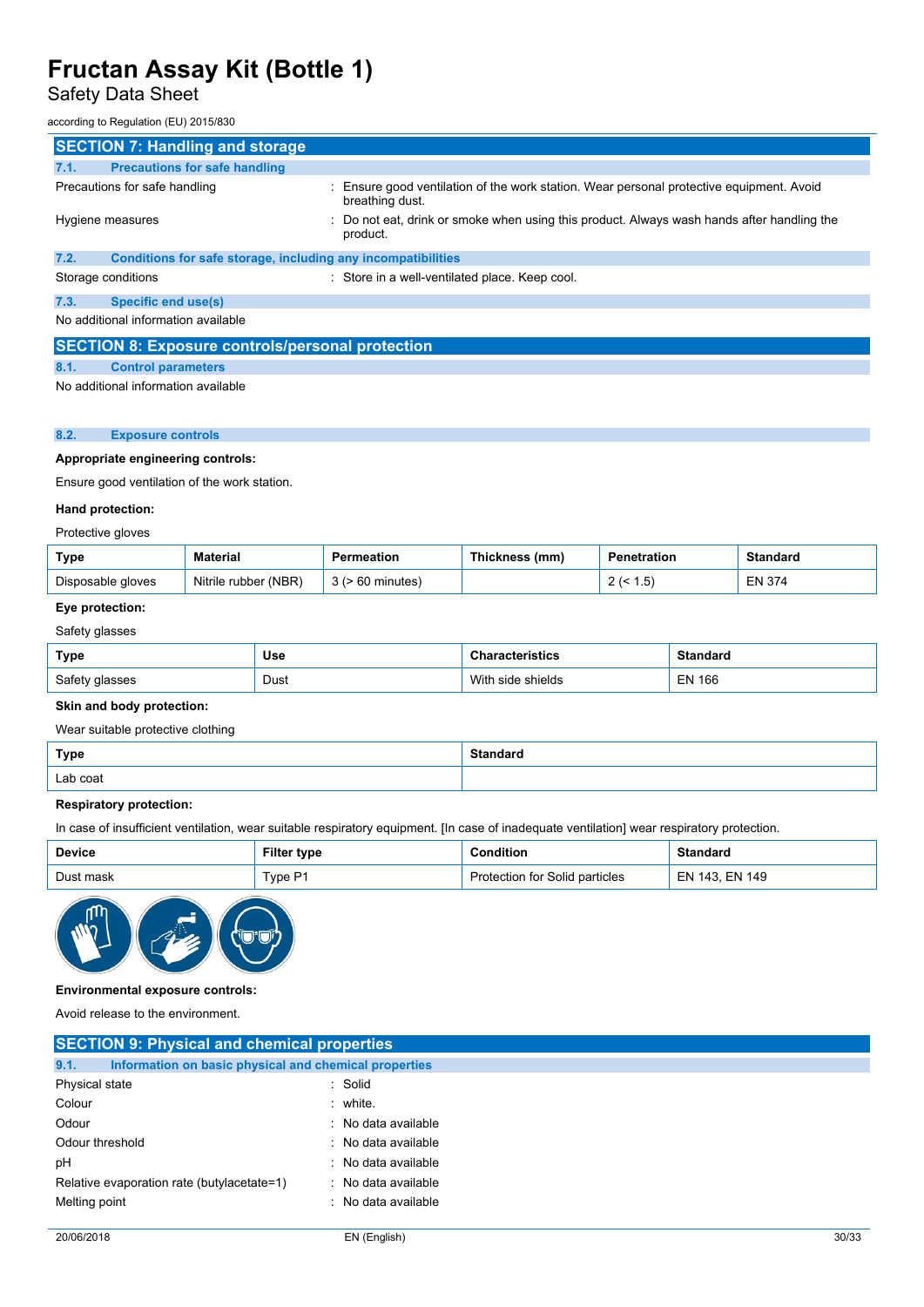# Fructan Assay Kit (Bottle 1)

Safety Data Sheet

according to Regulation (EU) 2015/830

## SECTION 7: Handling and storage

### 7.1. Precautions for safe handling

Precautions for safe handling : Ensure good ventilation of the work station. Wear personal protective equipment. Avoid breathing dust.

Hygiene measures : Do not eat, drink or smoke when using this product. Always wash hands after handling the product.

### 7.2. Conditions for safe storage, including any incompatibilities

Storage conditions : Store in a well-ventilated place. Keep cool.

### 7.3. Specific end use(s)

No additional information available

## SECTION 8: Exposure controls/personal protection

### 8.1. Control parameters

No additional information available

### 8.2. Exposure controls

**Appropriate engineering controls:**

Ensure good ventilation of the work station.

**Hand protection:**

Protective gloves

| Type | Material | Permeation | Thickness (mm) | Penetration | Standard |
|---|---|---|---|---|---|
| Disposable gloves | Nitrile rubber (NBR) | 3 (> 60 minutes) | | 2 (< 1.5) | EN 374 |

**Eye protection:**

Safety glasses

| Type | Use | Characteristics | Standard |
|---|---|---|---|
| Safety glasses | Dust | With side shields | EN 166 |

**Skin and body protection:**

Wear suitable protective clothing

| Type | Standard |
|---|---|
| Lab coat | |

**Respiratory protection:**

In case of insufficient ventilation, wear suitable respiratory equipment. [In case of inadequate ventilation] wear respiratory protection.

| Device | Filter type | Condition | Standard |
|---|---|---|---|
| Dust mask | Type P1 | Protection for Solid particles | EN 143, EN 149 |

**Environmental exposure controls:**

Avoid release to the environment.

## SECTION 9: Physical and chemical properties

### 9.1. Information on basic physical and chemical properties

Physical state : Solid

Colour : white.

Odour : No data available

Odour threshold : No data available

pH : No data available

Relative evaporation rate (butylacetate=1) : No data available

Melting point : No data available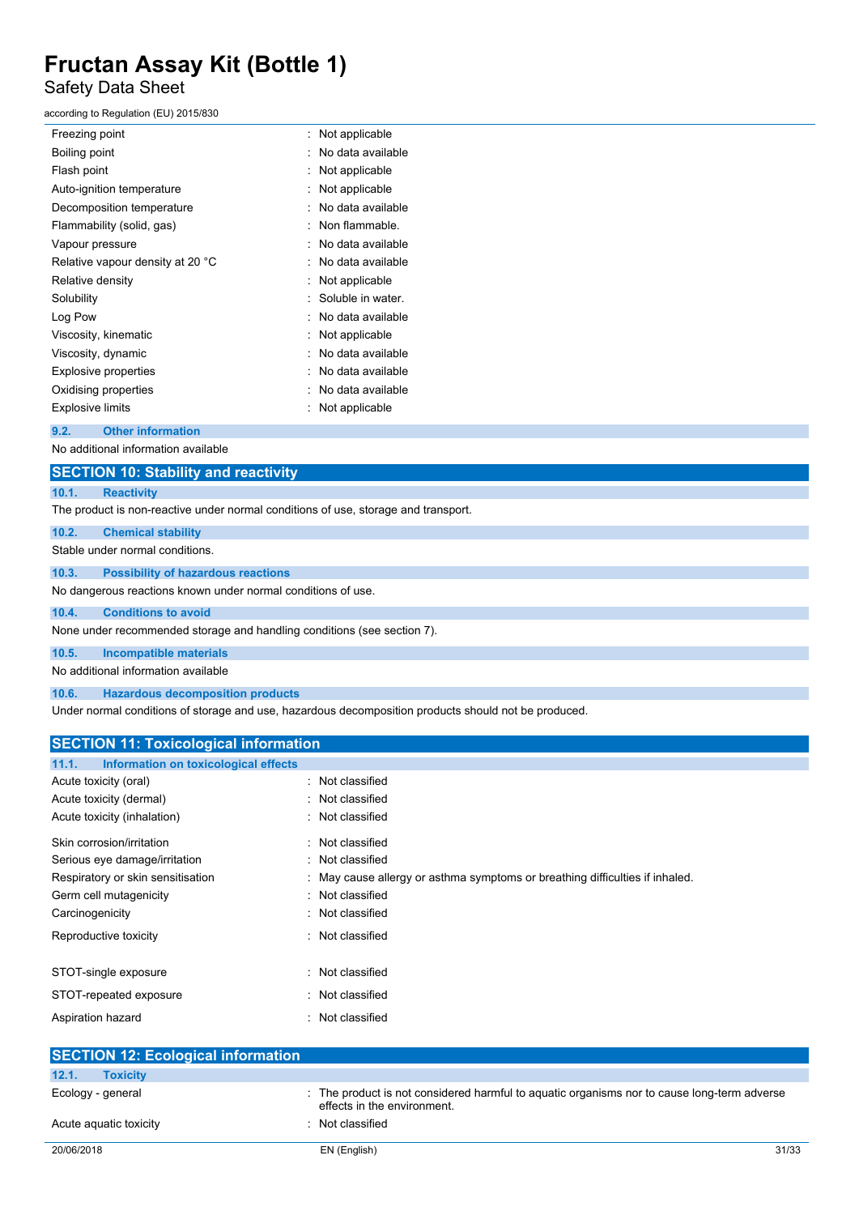| | |
|---|---|
| Freezing point | : Not applicable |
| Boiling point | : No data available |
| Flash point | : Not applicable |
| Auto-ignition temperature | : Not applicable |
| Decomposition temperature | : No data available |
| Flammability (solid, gas) | : Non flammable. |
| Vapour pressure | : No data available |
| Relative vapour density at 20 °C | : No data available |
| Relative density | : Not applicable |
| Solubility | : Soluble in water. |
| Log Pow | : No data available |
| Viscosity, kinematic | : Not applicable |
| Viscosity, dynamic | : No data available |
| Explosive properties | : No data available |
| Oxidising properties | : No data available |
| Explosive limits | : Not applicable |

### 9.2. Other information

No additional information available

## SECTION 10: Stability and reactivity

### 10.1. Reactivity

The product is non-reactive under normal conditions of use, storage and transport.

### 10.2. Chemical stability

Stable under normal conditions.

### 10.3. Possibility of hazardous reactions

No dangerous reactions known under normal conditions of use.

### 10.4. Conditions to avoid

None under recommended storage and handling conditions (see section 7).

### 10.5. Incompatible materials

No additional information available

### 10.6. Hazardous decomposition products

Under normal conditions of storage and use, hazardous decomposition products should not be produced.

## SECTION 11: Toxicological information

### 11.1. Information on toxicological effects

| | |
|---|---|
| Acute toxicity (oral) | : Not classified |
| Acute toxicity (dermal) | : Not classified |
| Acute toxicity (inhalation) | : Not classified |
| Skin corrosion/irritation | : Not classified |
| Serious eye damage/irritation | : Not classified |
| Respiratory or skin sensitisation | : May cause allergy or asthma symptoms or breathing difficulties if inhaled. |
| Germ cell mutagenicity | : Not classified |
| Carcinogenicity | : Not classified |
| Reproductive toxicity | : Not classified |
| STOT-single exposure | : Not classified |
| STOT-repeated exposure | : Not classified |
| Aspiration hazard | : Not classified |

## SECTION 12: Ecological information

### 12.1. Toxicity

| | |
|---|---|
| Ecology - general | : The product is not considered harmful to aquatic organisms nor to cause long-term adverse effects in the environment. |
| Acute aquatic toxicity | : Not classified |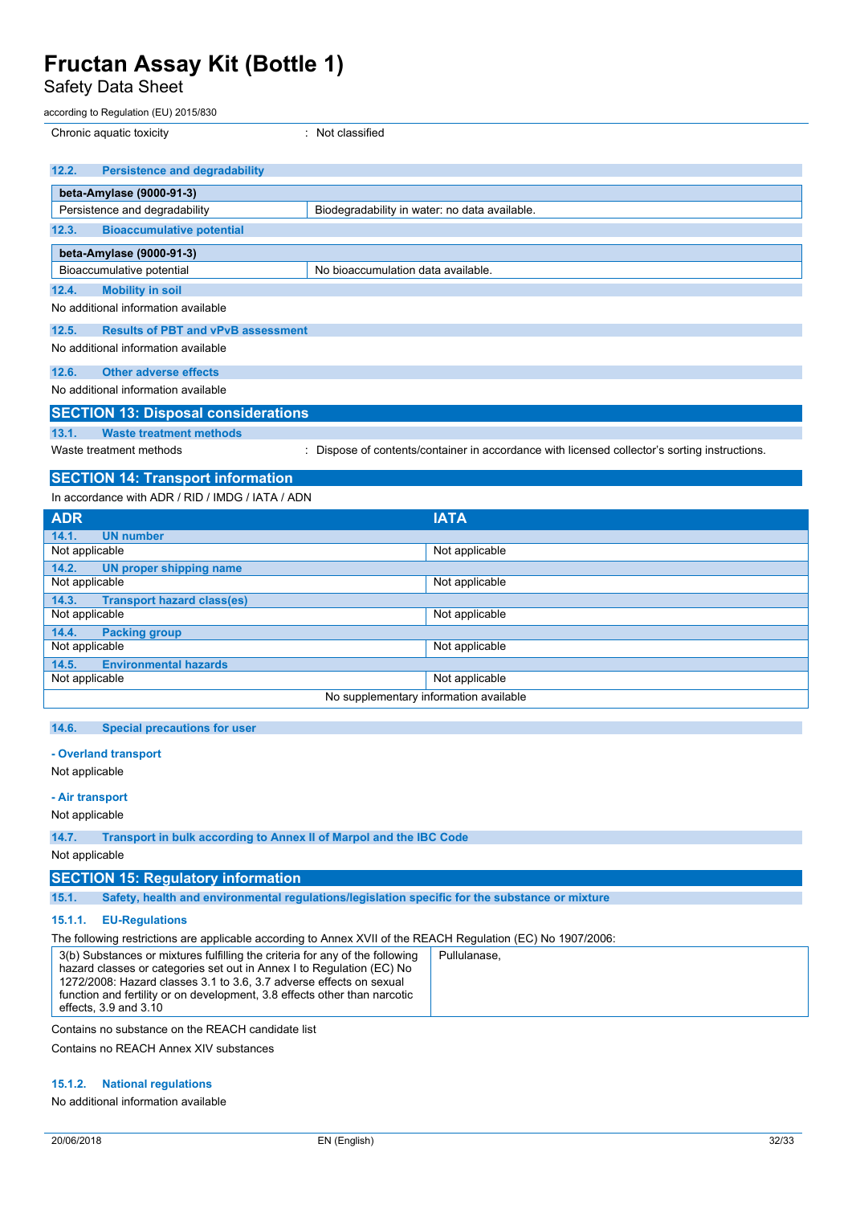| Chronic aquatic toxicity | : Not classified |
|---|---|

### 12.2. Persistence and degradability

| beta-Amylase (9000-91-3) | |
|---|---|
| Persistence and degradability | Biodegradability in water: no data available. |

### 12.3. Bioaccumulative potential

| beta-Amylase (9000-91-3) | |
|---|---|
| Bioaccumulative potential | No bioaccumulation data available. |

### 12.4. Mobility in soil

No additional information available

### 12.5. Results of PBT and vPvB assessment

No additional information available

### 12.6. Other adverse effects

No additional information available

## SECTION 13: Disposal considerations

### 13.1. Waste treatment methods

| Waste treatment methods | : Dispose of contents/container in accordance with licensed collector's sorting instructions. |
|---|---|

## SECTION 14: Transport information

In accordance with ADR / RID / IMDG / IATA / ADN

| ADR | IATA |
|---|---|
| **14.1. UN number** | |
| Not applicable | Not applicable |
| **14.2. UN proper shipping name** | |
| Not applicable | Not applicable |
| **14.3. Transport hazard class(es)** | |
| Not applicable | Not applicable |
| **14.4. Packing group** | |
| Not applicable | Not applicable |
| **14.5. Environmental hazards** | |
| Not applicable | Not applicable |
| No supplementary information available | |

### 14.6. Special precautions for user

**- Overland transport**

Not applicable

**- Air transport**

Not applicable

### 14.7. Transport in bulk according to Annex II of Marpol and the IBC Code

Not applicable

## SECTION 15: Regulatory information

### 15.1. Safety, health and environmental regulations/legislation specific for the substance or mixture

#### 15.1.1. EU-Regulations

The following restrictions are applicable according to Annex XVII of the REACH Regulation (EC) No 1907/2006:

| 3(b) Substances or mixtures fulfilling the criteria for any of the following hazard classes or categories set out in Annex I to Regulation (EC) No 1272/2008: Hazard classes 3.1 to 3.6, 3.7 adverse effects on sexual function and fertility or on development, 3.8 effects other than narcotic effects, 3.9 and 3.10 | Pullulanase, |
|---|---|

Contains no substance on the REACH candidate list

Contains no REACH Annex XIV substances

#### 15.1.2. National regulations

No additional information available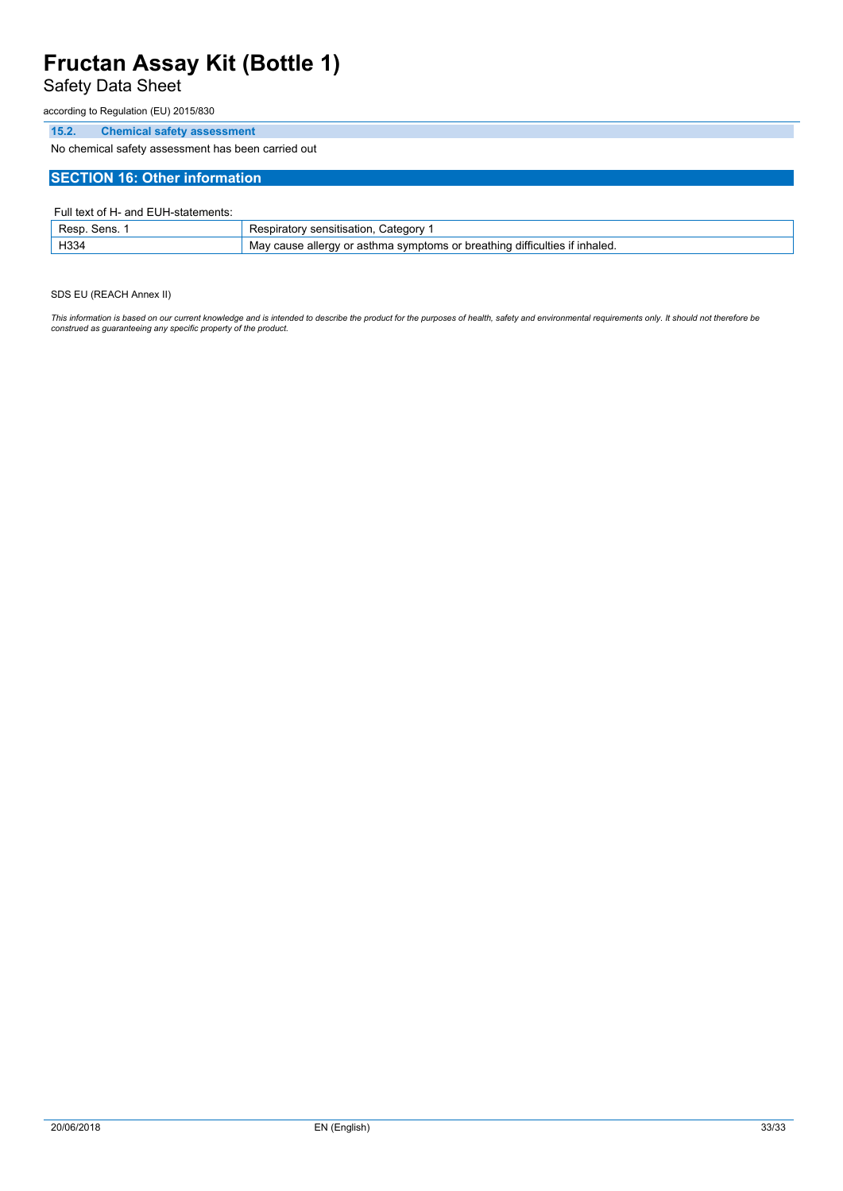### 15.2. Chemical safety assessment

No chemical safety assessment has been carried out

## SECTION 16: Other information

Full text of H- and EUH-statements:

| | |
|---|---|
| Resp. Sens. 1 | Respiratory sensitisation, Category 1 |
| H334 | May cause allergy or asthma symptoms or breathing difficulties if inhaled. |

SDS EU (REACH Annex II)

*This information is based on our current knowledge and is intended to describe the product for the purposes of health, safety and environmental requirements only. It should not therefore be construed as guaranteeing any specific property of the product.*